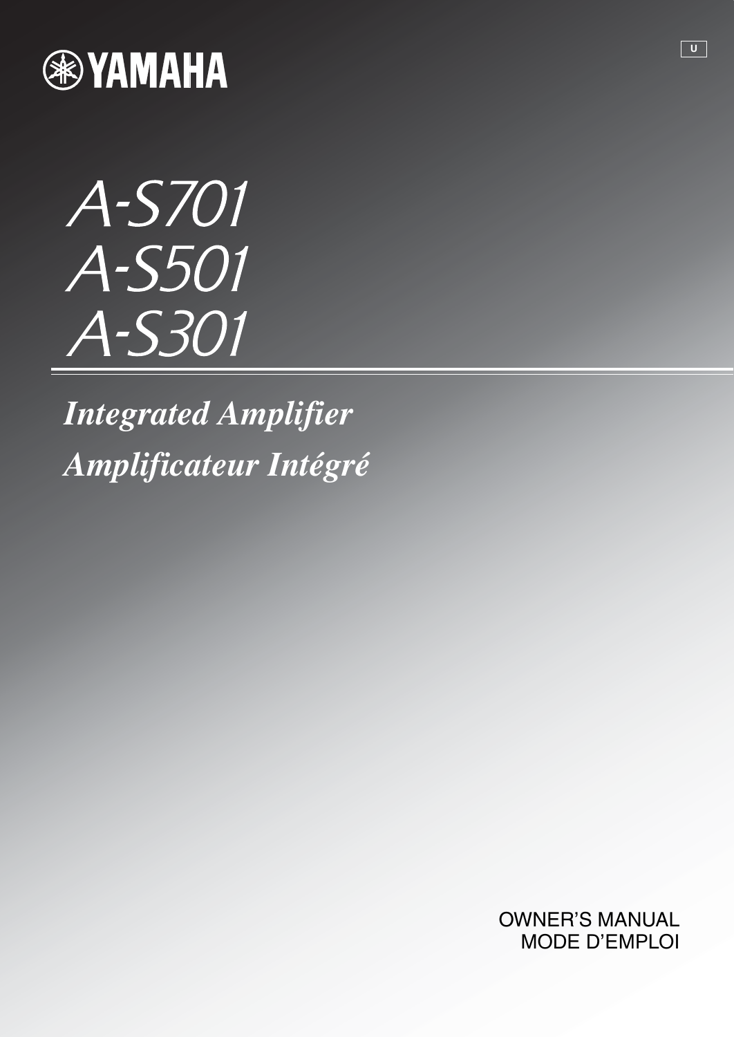YAMAHA

U

# A-S701
# A-S501
# A-S301

## *Integrated Amplifier*
## *Amplificateur Intégré*

OWNER'S MANUAL
MODE D'EMPLOI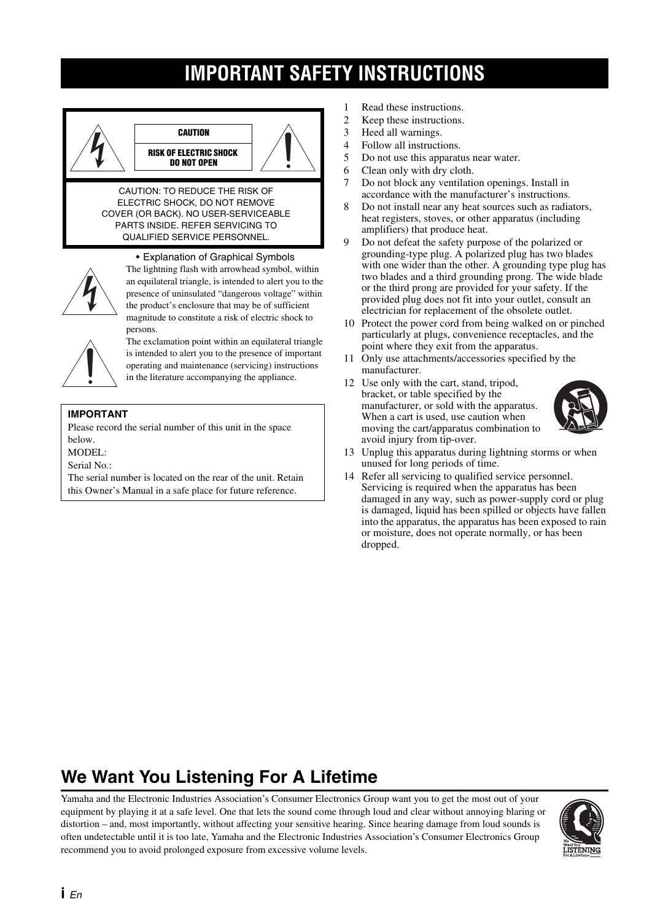# IMPORTANT SAFETY INSTRUCTIONS

**CAUTION**

**RISK OF ELECTRIC SHOCK DO NOT OPEN**

CAUTION: TO REDUCE THE RISK OF ELECTRIC SHOCK, DO NOT REMOVE COVER (OR BACK). NO USER-SERVICEABLE PARTS INSIDE. REFER SERVICING TO QUALIFIED SERVICE PERSONNEL.

• Explanation of Graphical Symbols

The lightning flash with arrowhead symbol, within an equilateral triangle, is intended to alert you to the presence of uninsulated "dangerous voltage" within the product's enclosure that may be of sufficient magnitude to constitute a risk of electric shock to persons.

The exclamation point within an equilateral triangle is intended to alert you to the presence of important operating and maintenance (servicing) instructions in the literature accompanying the appliance.

**IMPORTANT**

Please record the serial number of this unit in the space below.

MODEL:

Serial No.:

The serial number is located on the rear of the unit. Retain this Owner's Manual in a safe place for future reference.

1. Read these instructions.
2. Keep these instructions.
3. Heed all warnings.
4. Follow all instructions.
5. Do not use this apparatus near water.
6. Clean only with dry cloth.
7. Do not block any ventilation openings. Install in accordance with the manufacturer's instructions.
8. Do not install near any heat sources such as radiators, heat registers, stoves, or other apparatus (including amplifiers) that produce heat.
9. Do not defeat the safety purpose of the polarized or grounding-type plug. A polarized plug has two blades with one wider than the other. A grounding type plug has two blades and a third grounding prong. The wide blade or the third prong are provided for your safety. If the provided plug does not fit into your outlet, consult an electrician for replacement of the obsolete outlet.
10. Protect the power cord from being walked on or pinched particularly at plugs, convenience receptacles, and the point where they exit from the apparatus.
11. Only use attachments/accessories specified by the manufacturer.
12. Use only with the cart, stand, tripod, bracket, or table specified by the manufacturer, or sold with the apparatus. When a cart is used, use caution when moving the cart/apparatus combination to avoid injury from tip-over.
13. Unplug this apparatus during lightning storms or when unused for long periods of time.
14. Refer all servicing to qualified service personnel. Servicing is required when the apparatus has been damaged in any way, such as power-supply cord or plug is damaged, liquid has been spilled or objects have fallen into the apparatus, the apparatus has been exposed to rain or moisture, does not operate normally, or has been dropped.

## We Want You Listening For A Lifetime

Yamaha and the Electronic Industries Association's Consumer Electronics Group want you to get the most out of your equipment by playing it at a safe level. One that lets the sound come through loud and clear without annoying blaring or distortion – and, most importantly, without affecting your sensitive hearing. Since hearing damage from loud sounds is often undetectable until it is too late, Yamaha and the Electronic Industries Association's Consumer Electronics Group recommend you to avoid prolonged exposure from excessive volume levels.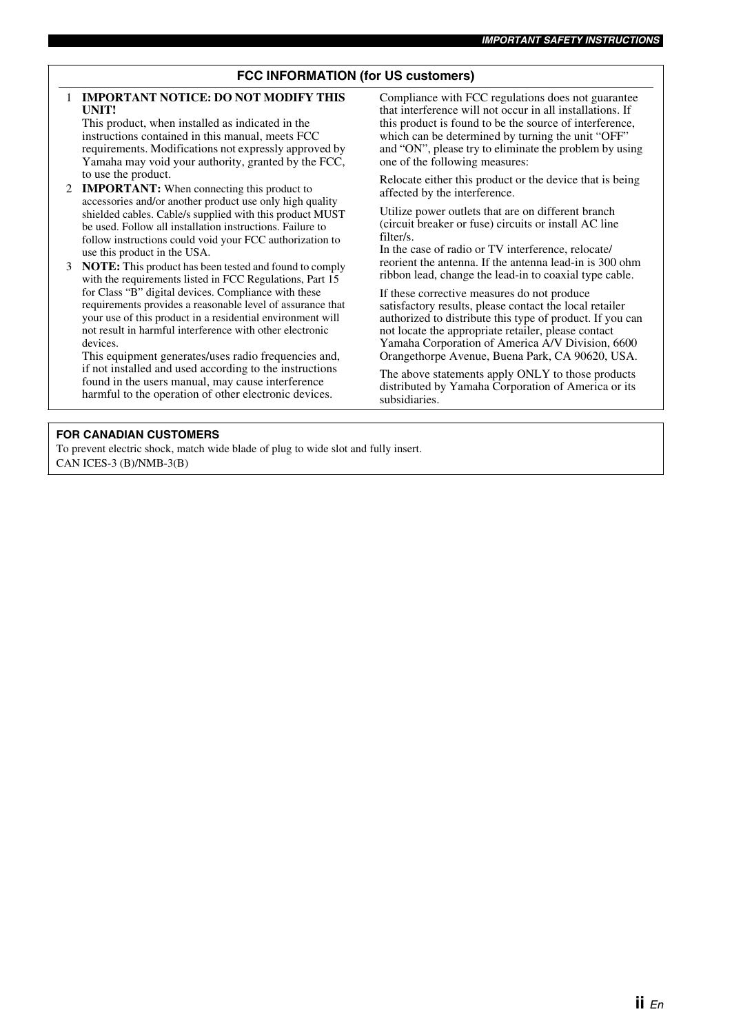## FCC INFORMATION (for US customers)

1. **IMPORTANT NOTICE: DO NOT MODIFY THIS UNIT!**
   This product, when installed as indicated in the instructions contained in this manual, meets FCC requirements. Modifications not expressly approved by Yamaha may void your authority, granted by the FCC, to use the product.
2. **IMPORTANT:** When connecting this product to accessories and/or another product use only high quality shielded cables. Cable/s supplied with this product MUST be used. Follow all installation instructions. Failure to follow instructions could void your FCC authorization to use this product in the USA.
3. **NOTE:** This product has been tested and found to comply with the requirements listed in FCC Regulations, Part 15 for Class "B" digital devices. Compliance with these requirements provides a reasonable level of assurance that your use of this product in a residential environment will not result in harmful interference with other electronic devices.
   This equipment generates/uses radio frequencies and, if not installed and used according to the instructions found in the users manual, may cause interference harmful to the operation of other electronic devices.

Compliance with FCC regulations does not guarantee that interference will not occur in all installations. If this product is found to be the source of interference, which can be determined by turning the unit "OFF" and "ON", please try to eliminate the problem by using one of the following measures:

Relocate either this product or the device that is being affected by the interference.

Utilize power outlets that are on different branch (circuit breaker or fuse) circuits or install AC line filter/s.
In the case of radio or TV interference, relocate/reorient the antenna. If the antenna lead-in is 300 ohm ribbon lead, change the lead-in to coaxial type cable.

If these corrective measures do not produce satisfactory results, please contact the local retailer authorized to distribute this type of product. If you can not locate the appropriate retailer, please contact Yamaha Corporation of America A/V Division, 6600 Orangethorpe Avenue, Buena Park, CA 90620, USA.

The above statements apply ONLY to those products distributed by Yamaha Corporation of America or its subsidiaries.

**FOR CANADIAN CUSTOMERS**

To prevent electric shock, match wide blade of plug to wide slot and fully insert.
CAN ICES-3 (B)/NMB-3(B)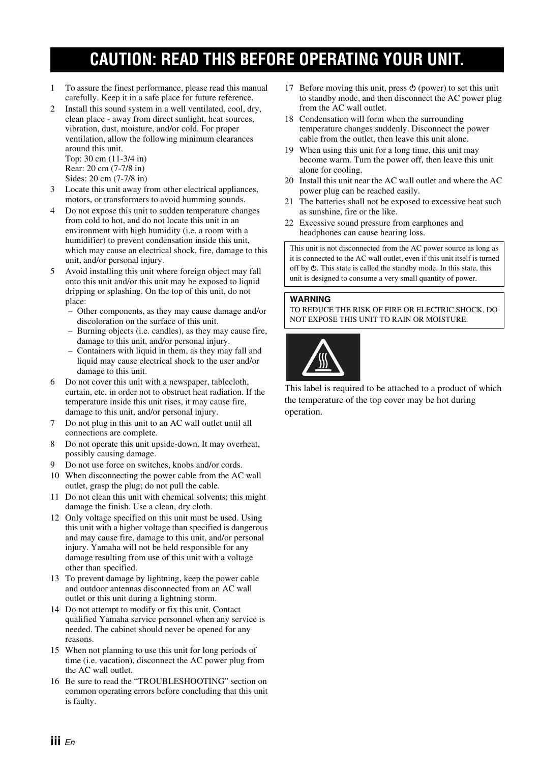# CAUTION: READ THIS BEFORE OPERATING YOUR UNIT.

1. To assure the finest performance, please read this manual carefully. Keep it in a safe place for future reference.
2. Install this sound system in a well ventilated, cool, dry, clean place - away from direct sunlight, heat sources, vibration, dust, moisture, and/or cold. For proper ventilation, allow the following minimum clearances around this unit.
   Top: 30 cm (11-3/4 in)
   Rear: 20 cm (7-7/8 in)
   Sides: 20 cm (7-7/8 in)
3. Locate this unit away from other electrical appliances, motors, or transformers to avoid humming sounds.
4. Do not expose this unit to sudden temperature changes from cold to hot, and do not locate this unit in an environment with high humidity (i.e. a room with a humidifier) to prevent condensation inside this unit, which may cause an electrical shock, fire, damage to this unit, and/or personal injury.
5. Avoid installing this unit where foreign object may fall onto this unit and/or this unit may be exposed to liquid dripping or splashing. On the top of this unit, do not place:
   - Other components, as they may cause damage and/or discoloration on the surface of this unit.
   - Burning objects (i.e. candles), as they may cause fire, damage to this unit, and/or personal injury.
   - Containers with liquid in them, as they may fall and liquid may cause electrical shock to the user and/or damage to this unit.
6. Do not cover this unit with a newspaper, tablecloth, curtain, etc. in order not to obstruct heat radiation. If the temperature inside this unit rises, it may cause fire, damage to this unit, and/or personal injury.
7. Do not plug in this unit to an AC wall outlet until all connections are complete.
8. Do not operate this unit upside-down. It may overheat, possibly causing damage.
9. Do not use force on switches, knobs and/or cords.
10. When disconnecting the power cable from the AC wall outlet, grasp the plug; do not pull the cable.
11. Do not clean this unit with chemical solvents; this might damage the finish. Use a clean, dry cloth.
12. Only voltage specified on this unit must be used. Using this unit with a higher voltage than specified is dangerous and may cause fire, damage to this unit, and/or personal injury. Yamaha will not be held responsible for any damage resulting from use of this unit with a voltage other than specified.
13. To prevent damage by lightning, keep the power cable and outdoor antennas disconnected from an AC wall outlet or this unit during a lightning storm.
14. Do not attempt to modify or fix this unit. Contact qualified Yamaha service personnel when any service is needed. The cabinet should never be opened for any reasons.
15. When not planning to use this unit for long periods of time (i.e. vacation), disconnect the AC power plug from the AC wall outlet.
16. Be sure to read the "TROUBLESHOOTING" section on common operating errors before concluding that this unit is faulty.
17. Before moving this unit, press ⏻ (power) to set this unit to standby mode, and then disconnect the AC power plug from the AC wall outlet.
18. Condensation will form when the surrounding temperature changes suddenly. Disconnect the power cable from the outlet, then leave this unit alone.
19. When using this unit for a long time, this unit may become warm. Turn the power off, then leave this unit alone for cooling.
20. Install this unit near the AC wall outlet and where the AC power plug can be reached easily.
21. The batteries shall not be exposed to excessive heat such as sunshine, fire or the like.
22. Excessive sound pressure from earphones and headphones can cause hearing loss.

This unit is not disconnected from the AC power source as long as it is connected to the AC wall outlet, even if this unit itself is turned off by ⏻. This state is called the standby mode. In this state, this unit is designed to consume a very small quantity of power.

**WARNING**
TO REDUCE THE RISK OF FIRE OR ELECTRIC SHOCK, DO NOT EXPOSE THIS UNIT TO RAIN OR MOISTURE.

This label is required to be attached to a product of which the temperature of the top cover may be hot during operation.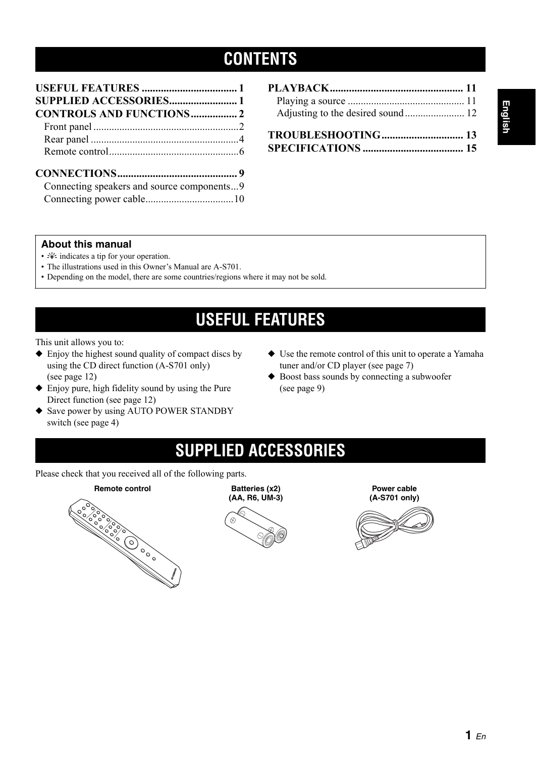# CONTENTS

**USEFUL FEATURES .................................... 1**
**SUPPLIED ACCESSORIES.......................... 1**
**CONTROLS AND FUNCTIONS................. 2**
Front panel ....................................................... 2
Rear panel ........................................................ 4
Remote control................................................. 6

**CONNECTIONS............................................ 9**
Connecting speakers and source components... 9
Connecting power cable.................................. 10

**PLAYBACK................................................. 11**
Playing a source ............................................ 11
Adjusting to the desired sound ....................... 12

**TROUBLESHOOTING.............................. 13**
**SPECIFICATIONS ..................................... 15**

**About this manual**

- ☼ indicates a tip for your operation.
- The illustrations used in this Owner's Manual are A-S701.
- Depending on the model, there are some countries/regions where it may not be sold.

# USEFUL FEATURES

This unit allows you to:

- ◆ Enjoy the highest sound quality of compact discs by using the CD direct function (A-S701 only) (see page 12)
- ◆ Enjoy pure, high fidelity sound by using the Pure Direct function (see page 12)
- ◆ Save power by using AUTO POWER STANDBY switch (see page 4)
- ◆ Use the remote control of this unit to operate a Yamaha tuner and/or CD player (see page 7)
- ◆ Boost bass sounds by connecting a subwoofer (see page 9)

# SUPPLIED ACCESSORIES

Please check that you received all of the following parts.

**Remote control**

**Batteries (x2) (AA, R6, UM-3)**

**Power cable (A-S701 only)**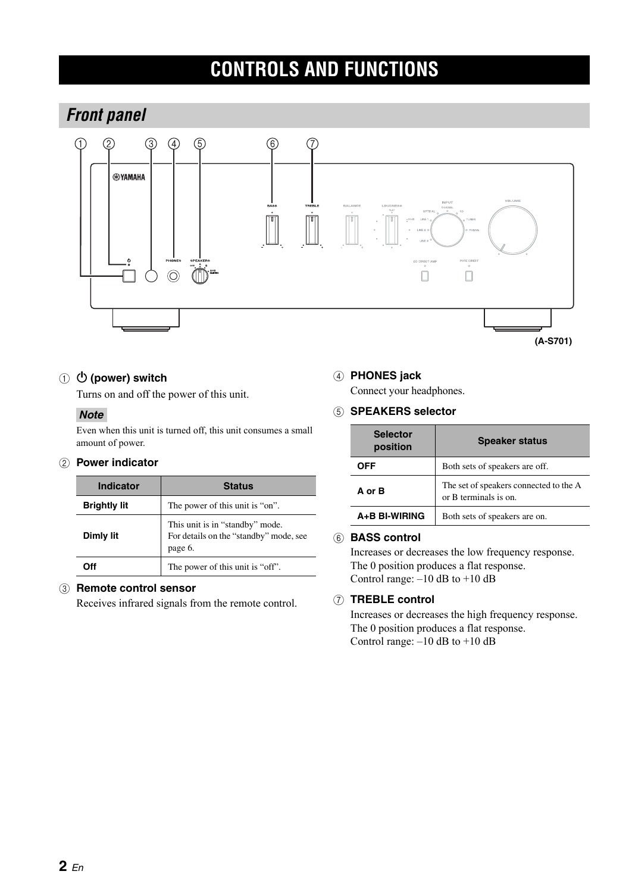# CONTROLS AND FUNCTIONS

## Front panel

(A-S701)

① ⏻ (power) switch

Turns on and off the power of this unit.

*Note*

Even when this unit is turned off, this unit consumes a small amount of power.

② **Power indicator**

| Indicator | Status |
|---|---|
| **Brightly lit** | The power of this unit is “on”. |
| **Dimly lit** | This unit is in “standby” mode. For details on the “standby” mode, see page 6. |
| **Off** | The power of this unit is “off”. |

③ **Remote control sensor**

Receives infrared signals from the remote control.

④ **PHONES jack**

Connect your headphones.

⑤ **SPEAKERS selector**

| Selector position | Speaker status |
|---|---|
| **OFF** | Both sets of speakers are off. |
| **A or B** | The set of speakers connected to the A or B terminals is on. |
| **A+B BI-WIRING** | Both sets of speakers are on. |

⑥ **BASS control**

Increases or decreases the low frequency response.
The 0 position produces a flat response.
Control range: –10 dB to +10 dB

⑦ **TREBLE control**

Increases or decreases the high frequency response.
The 0 position produces a flat response.
Control range: –10 dB to +10 dB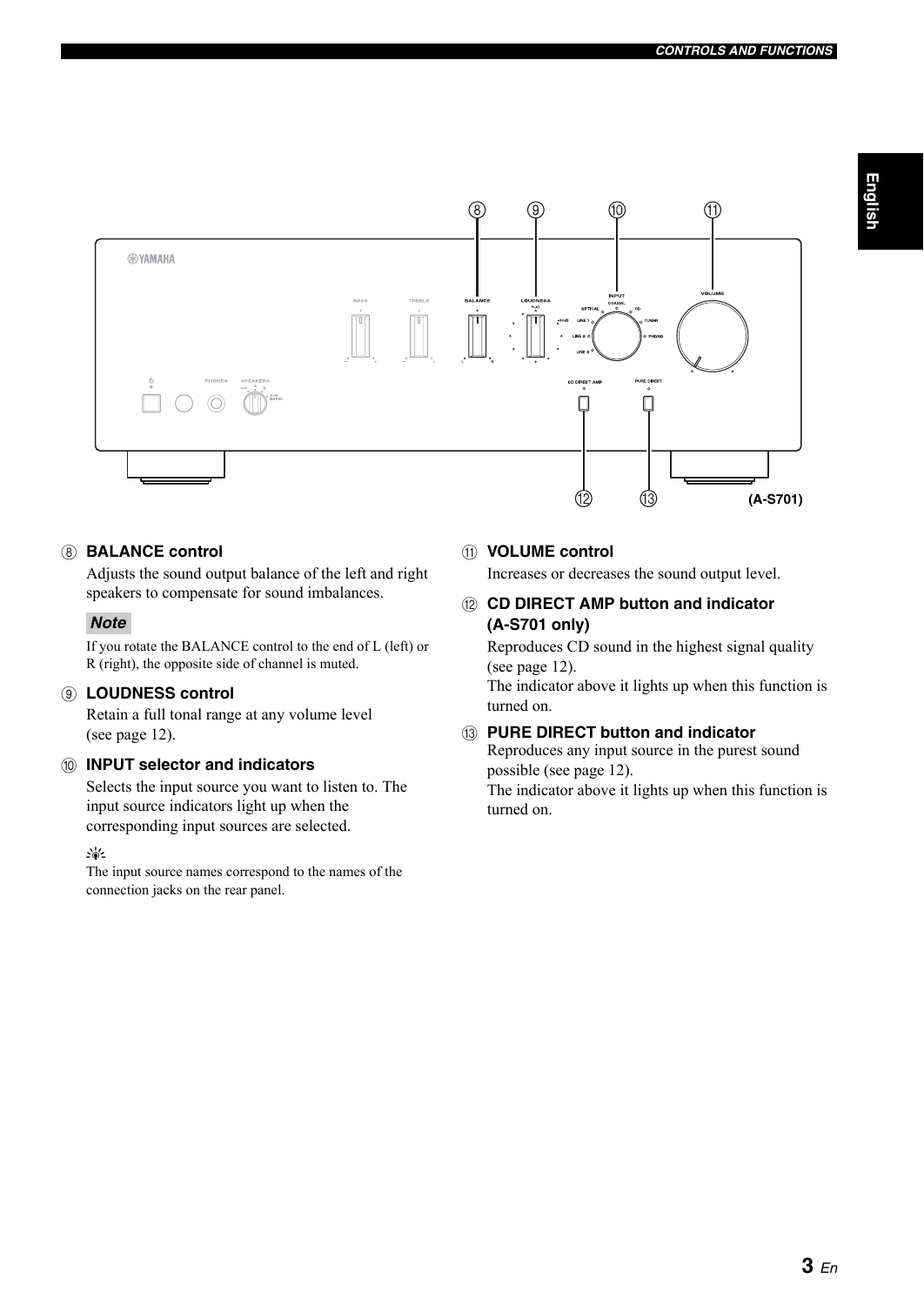(A-S701)

⑧ **BALANCE control**

Adjusts the sound output balance of the left and right speakers to compensate for sound imbalances.

*Note*

If you rotate the BALANCE control to the end of L (left) or R (right), the opposite side of channel is muted.

⑨ **LOUDNESS control**

Retain a full tonal range at any volume level (see page 12).

⑩ **INPUT selector and indicators**

Selects the input source you want to listen to. The input source indicators light up when the corresponding input sources are selected.

The input source names correspond to the names of the connection jacks on the rear panel.

⑪ **VOLUME control**

Increases or decreases the sound output level.

⑫ **CD DIRECT AMP button and indicator (A-S701 only)**

Reproduces CD sound in the highest signal quality (see page 12).
The indicator above it lights up when this function is turned on.

⑬ **PURE DIRECT button and indicator**

Reproduces any input source in the purest sound possible (see page 12).
The indicator above it lights up when this function is turned on.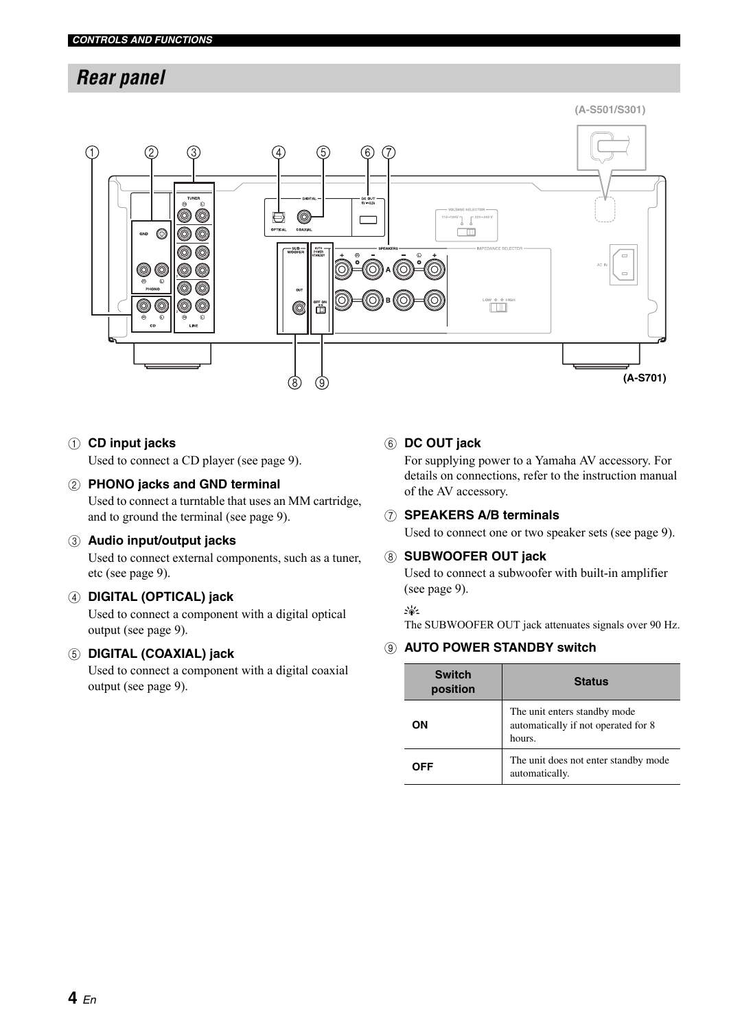## Rear panel

(A-S501/S301)

(A-S701)

① **CD input jacks**
Used to connect a CD player (see page 9).

② **PHONO jacks and GND terminal**
Used to connect a turntable that uses an MM cartridge, and to ground the terminal (see page 9).

③ **Audio input/output jacks**
Used to connect external components, such as a tuner, etc (see page 9).

④ **DIGITAL (OPTICAL) jack**
Used to connect a component with a digital optical output (see page 9).

⑤ **DIGITAL (COAXIAL) jack**
Used to connect a component with a digital coaxial output (see page 9).

⑥ **DC OUT jack**
For supplying power to a Yamaha AV accessory. For details on connections, refer to the instruction manual of the AV accessory.

⑦ **SPEAKERS A/B terminals**
Used to connect one or two speaker sets (see page 9).

⑧ **SUBWOOFER OUT jack**
Used to connect a subwoofer with built-in amplifier (see page 9).

The SUBWOOFER OUT jack attenuates signals over 90 Hz.

⑨ **AUTO POWER STANDBY switch**

| Switch position | Status |
|---|---|
| **ON** | The unit enters standby mode automatically if not operated for 8 hours. |
| **OFF** | The unit does not enter standby mode automatically. |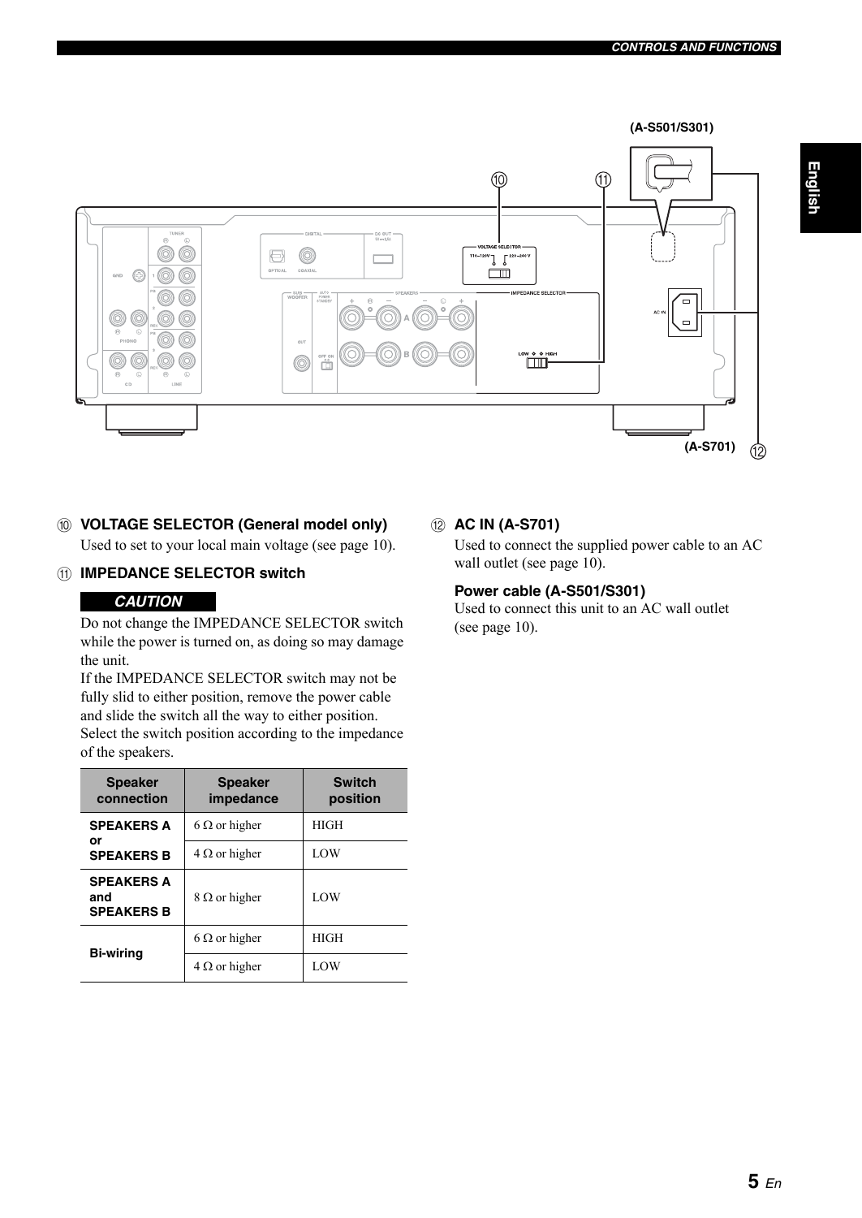⑩ **VOLTAGE SELECTOR (General model only)**

Used to set to your local main voltage (see page 10).

⑪ **IMPEDANCE SELECTOR switch**

***CAUTION***

Do not change the IMPEDANCE SELECTOR switch while the power is turned on, as doing so may damage the unit.

If the IMPEDANCE SELECTOR switch may not be fully slid to either position, remove the power cable and slide the switch all the way to either position.

Select the switch position according to the impedance of the speakers.

| Speaker connection | Speaker impedance | Switch position |
|---|---|---|
| **SPEAKERS A or SPEAKERS B** | 6 Ω or higher | HIGH |
| | 4 Ω or higher | LOW |
| **SPEAKERS A and SPEAKERS B** | 8 Ω or higher | LOW |
| **Bi-wiring** | 6 Ω or higher | HIGH |
| | 4 Ω or higher | LOW |

⑫ **AC IN (A-S701)**

Used to connect the supplied power cable to an AC wall outlet (see page 10).

**Power cable (A-S501/S301)**

Used to connect this unit to an AC wall outlet (see page 10).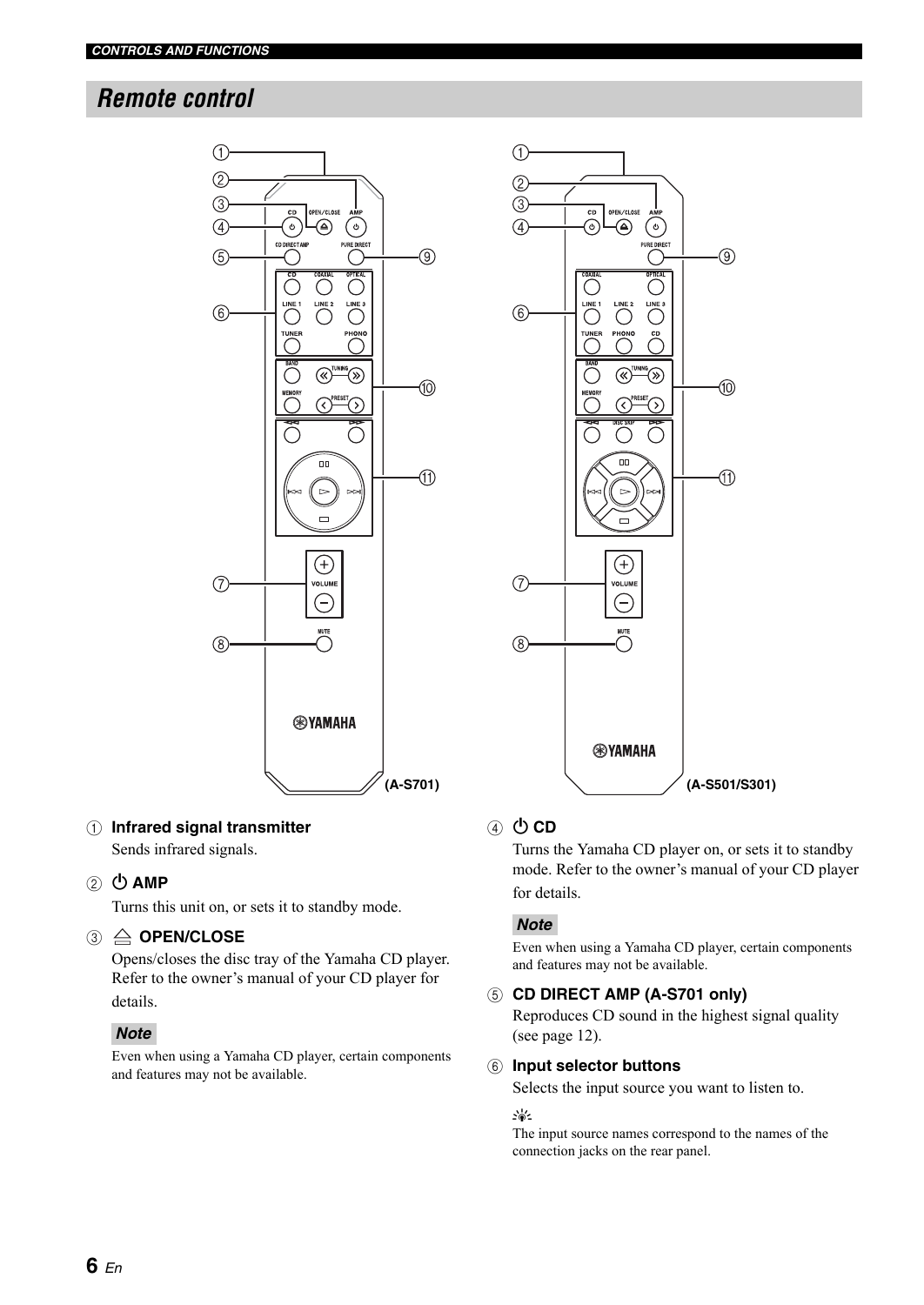## Remote control

(A-S701)

(A-S501/S301)

① **Infrared signal transmitter**
Sends infrared signals.

② ⏻ **AMP**
Turns this unit on, or sets it to standby mode.

③ ⏏ **OPEN/CLOSE**
Opens/closes the disc tray of the Yamaha CD player. Refer to the owner's manual of your CD player for details.

**Note**

Even when using a Yamaha CD player, certain components and features may not be available.

④ ⏻ **CD**
Turns the Yamaha CD player on, or sets it to standby mode. Refer to the owner's manual of your CD player for details.

**Note**

Even when using a Yamaha CD player, certain components and features may not be available.

⑤ **CD DIRECT AMP (A-S701 only)**
Reproduces CD sound in the highest signal quality (see page 12).

⑥ **Input selector buttons**
Selects the input source you want to listen to.

The input source names correspond to the names of the connection jacks on the rear panel.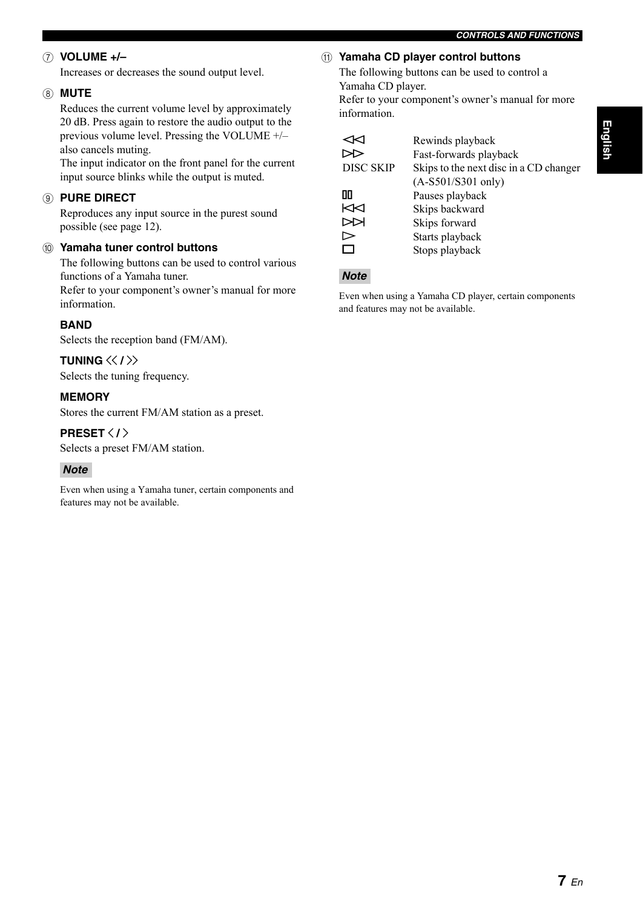⑦ **VOLUME +/–**

Increases or decreases the sound output level.

⑧ **MUTE**

Reduces the current volume level by approximately 20 dB. Press again to restore the audio output to the previous volume level. Pressing the VOLUME +/– also cancels muting.
The input indicator on the front panel for the current input source blinks while the output is muted.

⑨ **PURE DIRECT**

Reproduces any input source in the purest sound possible (see page 12).

⑩ **Yamaha tuner control buttons**

The following buttons can be used to control various functions of a Yamaha tuner.
Refer to your component's owner's manual for more information.

**BAND**
Selects the reception band (FM/AM).

**TUNING ≪ / ≫**
Selects the tuning frequency.

**MEMORY**
Stores the current FM/AM station as a preset.

**PRESET < / >**
Selects a preset FM/AM station.

**Note**

Even when using a Yamaha tuner, certain components and features may not be available.

⑪ **Yamaha CD player control buttons**

The following buttons can be used to control a Yamaha CD player.
Refer to your component's owner's manual for more information.

| | |
|---|---|
| ◁◁ | Rewinds playback |
| ▷▷ | Fast-forwards playback |
| DISC SKIP | Skips to the next disc in a CD changer (A-S501/S301 only) |
| ▯▯ | Pauses playback |
| ⏮ | Skips backward |
| ⏭ | Skips forward |
| ▷ | Starts playback |
| □ | Stops playback |

**Note**

Even when using a Yamaha CD player, certain components and features may not be available.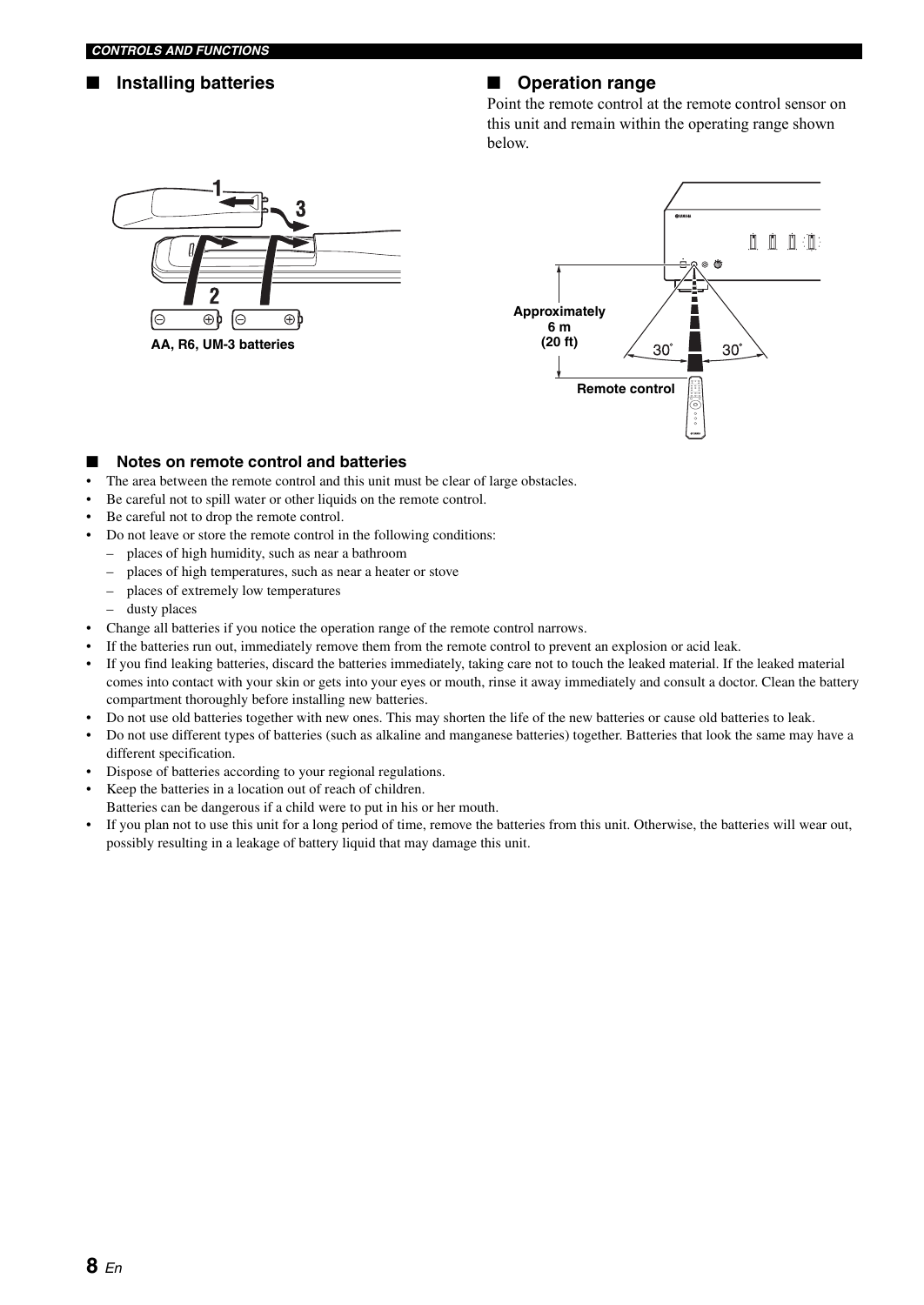## Installing batteries

AA, R6, UM-3 batteries

## Operation range

Point the remote control at the remote control sensor on this unit and remain within the operating range shown below.

Approximately 6 m (20 ft)

30° 30°

Remote control

## Notes on remote control and batteries

- The area between the remote control and this unit must be clear of large obstacles.
- Be careful not to spill water or other liquids on the remote control.
- Be careful not to drop the remote control.
- Do not leave or store the remote control in the following conditions:
  - places of high humidity, such as near a bathroom
  - places of high temperatures, such as near a heater or stove
  - places of extremely low temperatures
  - dusty places
- Change all batteries if you notice the operation range of the remote control narrows.
- If the batteries run out, immediately remove them from the remote control to prevent an explosion or acid leak.
- If you find leaking batteries, discard the batteries immediately, taking care not to touch the leaked material. If the leaked material comes into contact with your skin or gets into your eyes or mouth, rinse it away immediately and consult a doctor. Clean the battery compartment thoroughly before installing new batteries.
- Do not use old batteries together with new ones. This may shorten the life of the new batteries or cause old batteries to leak.
- Do not use different types of batteries (such as alkaline and manganese batteries) together. Batteries that look the same may have a different specification.
- Dispose of batteries according to your regional regulations.
- Keep the batteries in a location out of reach of children.
  Batteries can be dangerous if a child were to put in his or her mouth.
- If you plan not to use this unit for a long period of time, remove the batteries from this unit. Otherwise, the batteries will wear out, possibly resulting in a leakage of battery liquid that may damage this unit.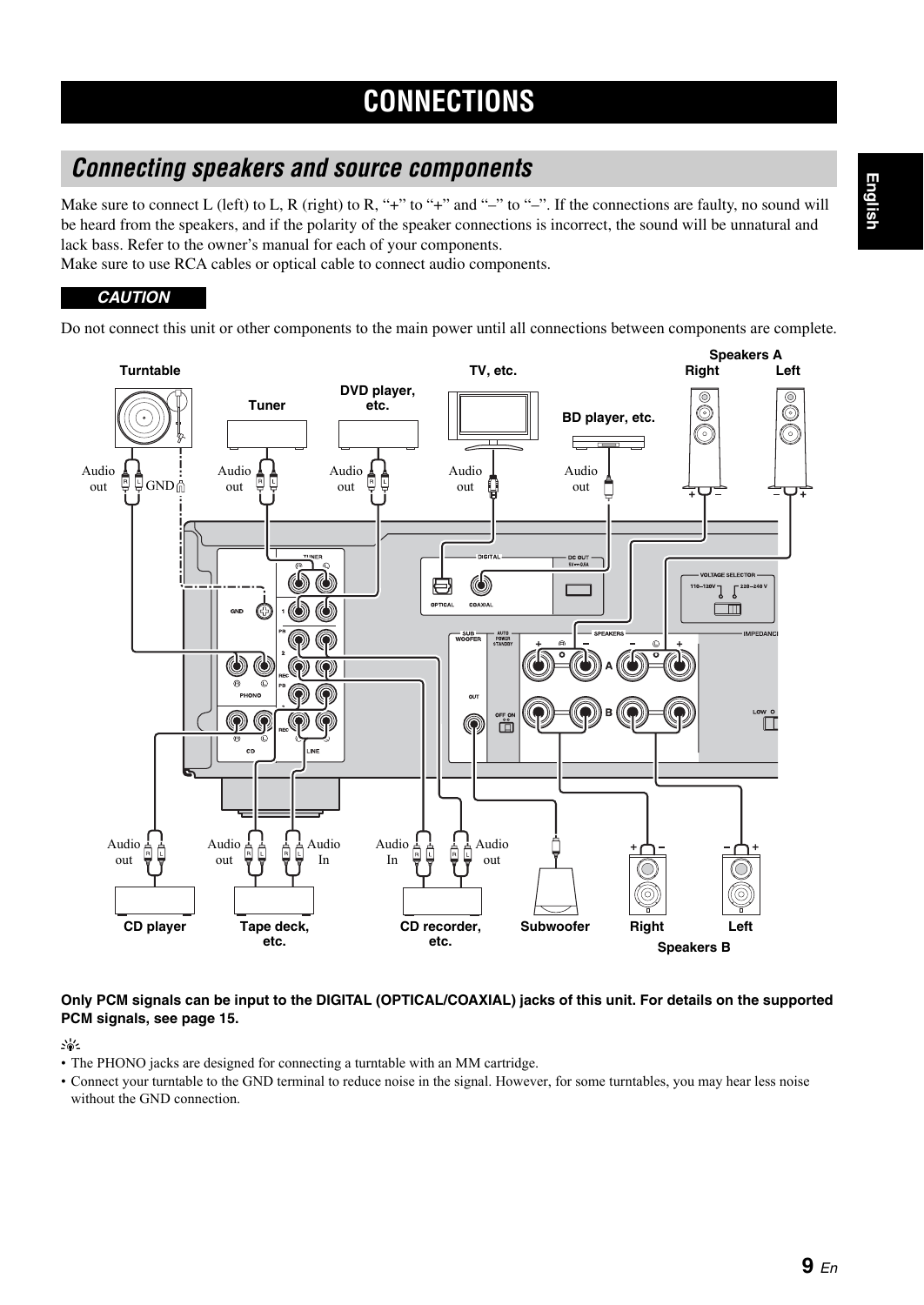# CONNECTIONS

## Connecting speakers and source components

Make sure to connect L (left) to L, R (right) to R, "+" to "+" and "–" to "–". If the connections are faulty, no sound will be heard from the speakers, and if the polarity of the speaker connections is incorrect, the sound will be unnatural and lack bass. Refer to the owner's manual for each of your components.
Make sure to use RCA cables or optical cable to connect audio components.

**CAUTION**

Do not connect this unit or other components to the main power until all connections between components are complete.

**Only PCM signals can be input to the DIGITAL (OPTICAL/COAXIAL) jacks of this unit. For details on the supported PCM signals, see page 15.**

- The PHONO jacks are designed for connecting a turntable with an MM cartridge.
- Connect your turntable to the GND terminal to reduce noise in the signal. However, for some turntables, you may hear less noise without the GND connection.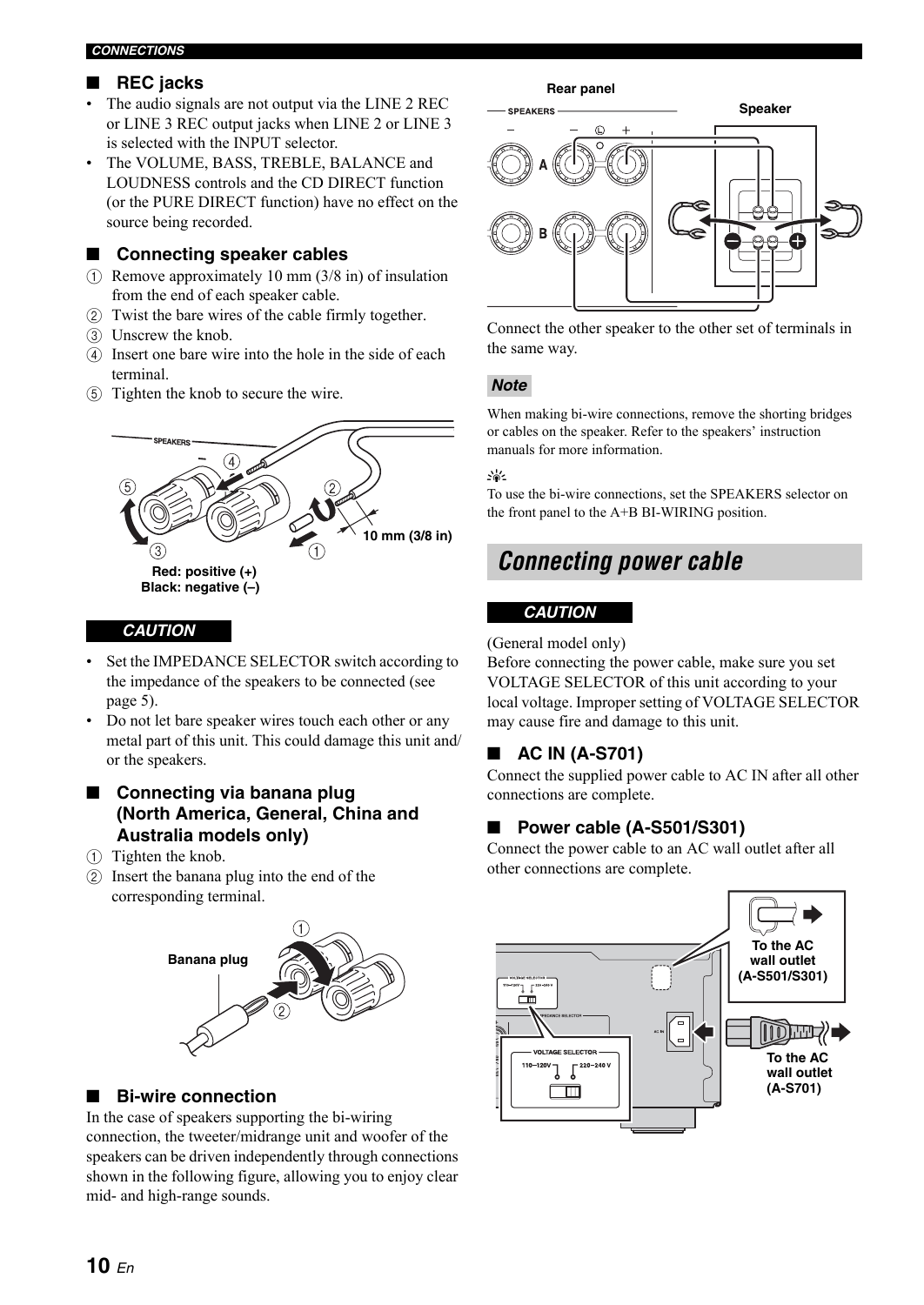### ■ REC jacks

- The audio signals are not output via the LINE 2 REC or LINE 3 REC output jacks when LINE 2 or LINE 3 is selected with the INPUT selector.
- The VOLUME, BASS, TREBLE, BALANCE and LOUDNESS controls and the CD DIRECT function (or the PURE DIRECT function) have no effect on the source being recorded.

### ■ Connecting speaker cables

1. Remove approximately 10 mm (3/8 in) of insulation from the end of each speaker cable.
2. Twist the bare wires of the cable firmly together.
3. Unscrew the knob.
4. Insert one bare wire into the hole in the side of each terminal.
5. Tighten the knob to secure the wire.

Red: positive (+)
Black: negative (–)

10 mm (3/8 in)

**CAUTION**

- Set the IMPEDANCE SELECTOR switch according to the impedance of the speakers to be connected (see page 5).
- Do not let bare speaker wires touch each other or any metal part of this unit. This could damage this unit and/or the speakers.

### ■ Connecting via banana plug (North America, General, China and Australia models only)

1. Tighten the knob.
2. Insert the banana plug into the end of the corresponding terminal.

Banana plug

### ■ Bi-wire connection

In the case of speakers supporting the bi-wiring connection, the tweeter/midrange unit and woofer of the speakers can be driven independently through connections shown in the following figure, allowing you to enjoy clear mid- and high-range sounds.

Rear panel

Speaker

Connect the other speaker to the other set of terminals in the same way.

**Note**

When making bi-wire connections, remove the shorting bridges or cables on the speaker. Refer to the speakers' instruction manuals for more information.

To use the bi-wire connections, set the SPEAKERS selector on the front panel to the A+B BI-WIRING position.

## *Connecting power cable*

**CAUTION**

(General model only)
Before connecting the power cable, make sure you set VOLTAGE SELECTOR of this unit according to your local voltage. Improper setting of VOLTAGE SELECTOR may cause fire and damage to this unit.

### ■ AC IN (A-S701)

Connect the supplied power cable to AC IN after all other connections are complete.

### ■ Power cable (A-S501/S301)

Connect the power cable to an AC wall outlet after all other connections are complete.

To the AC wall outlet (A-S501/S301)

To the AC wall outlet (A-S701)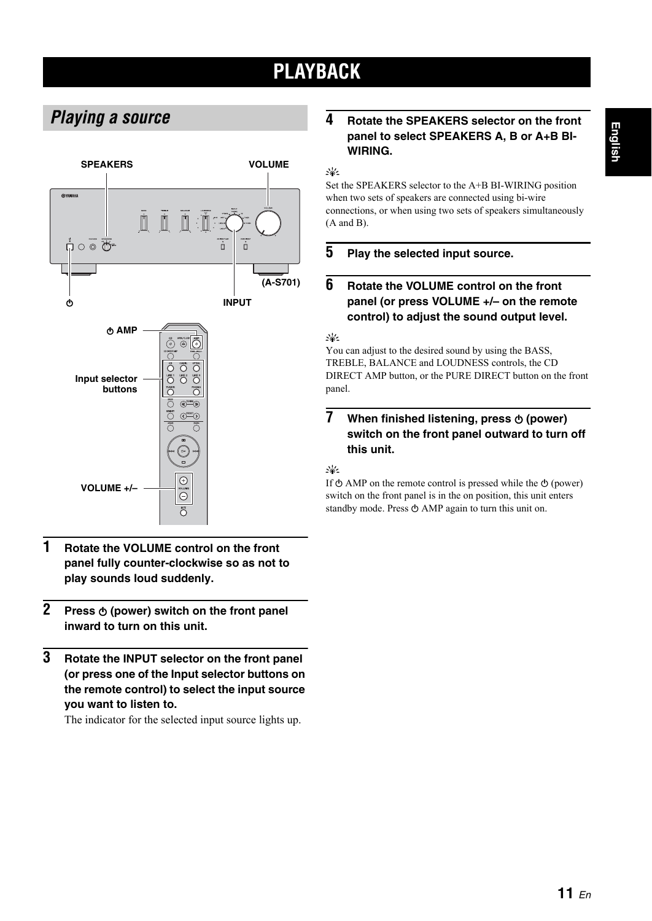# PLAYBACK

## Playing a source

SPEAKERS VOLUME

(A-S701)

INPUT

AMP

Input selector buttons

VOLUME +/–

**1 Rotate the VOLUME control on the front panel fully counter-clockwise so as not to play sounds loud suddenly.**

**2 Press (power) switch on the front panel inward to turn on this unit.**

**3 Rotate the INPUT selector on the front panel (or press one of the Input selector buttons on the remote control) to select the input source you want to listen to.**

The indicator for the selected input source lights up.

**4 Rotate the SPEAKERS selector on the front panel to select SPEAKERS A, B or A+B BI-WIRING.**

Set the SPEAKERS selector to the A+B BI-WIRING position when two sets of speakers are connected using bi-wire connections, or when using two sets of speakers simultaneously (A and B).

**5 Play the selected input source.**

**6 Rotate the VOLUME control on the front panel (or press VOLUME +/– on the remote control) to adjust the sound output level.**

You can adjust to the desired sound by using the BASS, TREBLE, BALANCE and LOUDNESS controls, the CD DIRECT AMP button, or the PURE DIRECT button on the front panel.

**7 When finished listening, press (power) switch on the front panel outward to turn off this unit.**

If AMP on the remote control is pressed while the (power) switch on the front panel is in the on position, this unit enters standby mode. Press AMP again to turn this unit on.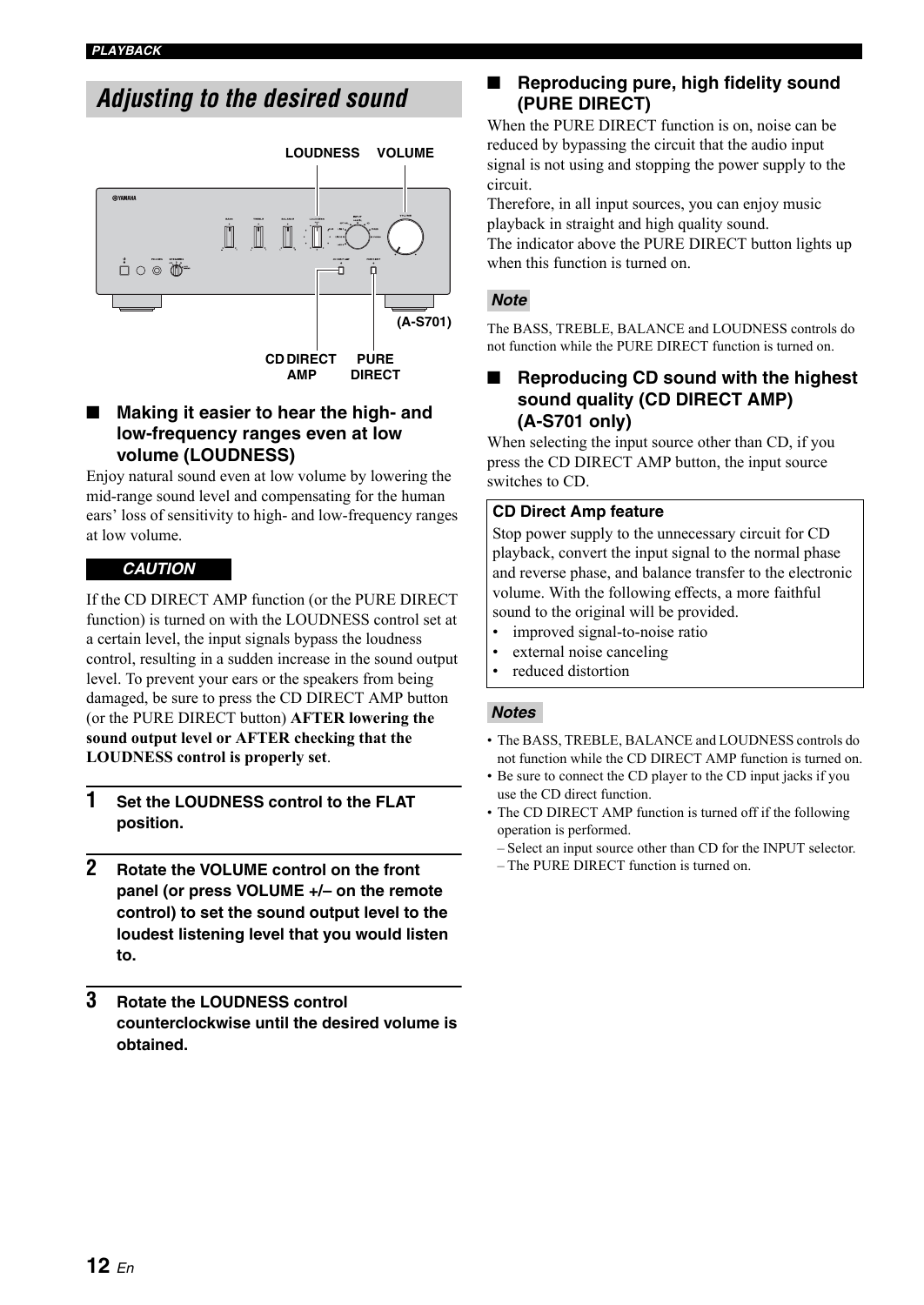## Adjusting to the desired sound

LOUDNESS VOLUME

(A-S701)

CD DIRECT AMP PURE DIRECT

### ■ Making it easier to hear the high- and low-frequency ranges even at low volume (LOUDNESS)

Enjoy natural sound even at low volume by lowering the mid-range sound level and compensating for the human ears' loss of sensitivity to high- and low-frequency ranges at low volume.

**CAUTION**

If the CD DIRECT AMP function (or the PURE DIRECT function) is turned on with the LOUDNESS control set at a certain level, the input signals bypass the loudness control, resulting in a sudden increase in the sound output level. To prevent your ears or the speakers from being damaged, be sure to press the CD DIRECT AMP button (or the PURE DIRECT button) **AFTER lowering the sound output level or AFTER checking that the LOUDNESS control is properly set**.

1. **Set the LOUDNESS control to the FLAT position.**
2. **Rotate the VOLUME control on the front panel (or press VOLUME +/– on the remote control) to set the sound output level to the loudest listening level that you would listen to.**
3. **Rotate the LOUDNESS control counterclockwise until the desired volume is obtained.**

### ■ Reproducing pure, high fidelity sound (PURE DIRECT)

When the PURE DIRECT function is on, noise can be reduced by bypassing the circuit that the audio input signal is not using and stopping the power supply to the circuit.
Therefore, in all input sources, you can enjoy music playback in straight and high quality sound.
The indicator above the PURE DIRECT button lights up when this function is turned on.

**Note**

The BASS, TREBLE, BALANCE and LOUDNESS controls do not function while the PURE DIRECT function is turned on.

### ■ Reproducing CD sound with the highest sound quality (CD DIRECT AMP) (A-S701 only)

When selecting the input source other than CD, if you press the CD DIRECT AMP button, the input source switches to CD.

**CD Direct Amp feature**

Stop power supply to the unnecessary circuit for CD playback, convert the input signal to the normal phase and reverse phase, and balance transfer to the electronic volume. With the following effects, a more faithful sound to the original will be provided.

- improved signal-to-noise ratio
- external noise canceling
- reduced distortion

**Notes**

- The BASS, TREBLE, BALANCE and LOUDNESS controls do not function while the CD DIRECT AMP function is turned on.
- Be sure to connect the CD player to the CD input jacks if you use the CD direct function.
- The CD DIRECT AMP function is turned off if the following operation is performed.
  - Select an input source other than CD for the INPUT selector.
  - The PURE DIRECT function is turned on.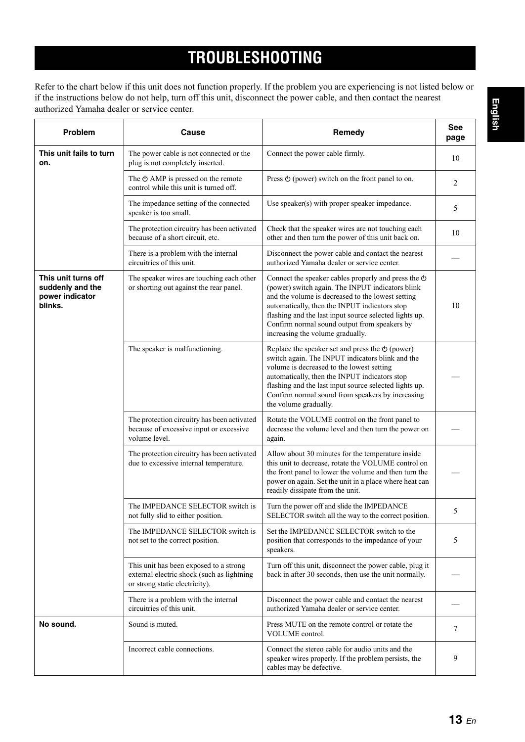# TROUBLESHOOTING

Refer to the chart below if this unit does not function properly. If the problem you are experiencing is not listed below or if the instructions below do not help, turn off this unit, disconnect the power cable, and then contact the nearest authorized Yamaha dealer or service center.

| Problem | Cause | Remedy | See page |
|---|---|---|---|
| **This unit fails to turn on.** | The power cable is not connected or the plug is not completely inserted. | Connect the power cable firmly. | 10 |
| | The ⏻ AMP is pressed on the remote control while this unit is turned off. | Press ⏻ (power) switch on the front panel to on. | 2 |
| | The impedance setting of the connected speaker is too small. | Use speaker(s) with proper speaker impedance. | 5 |
| | The protection circuitry has been activated because of a short circuit, etc. | Check that the speaker wires are not touching each other and then turn the power of this unit back on. | 10 |
| | There is a problem with the internal circuitries of this unit. | Disconnect the power cable and contact the nearest authorized Yamaha dealer or service center. | — |
| **This unit turns off suddenly and the power indicator blinks.** | The speaker wires are touching each other or shorting out against the rear panel. | Connect the speaker cables properly and press the ⏻ (power) switch again. The INPUT indicators blink and the volume is decreased to the lowest setting automatically, then the INPUT indicators stop flashing and the last input source selected lights up. Confirm normal sound output from speakers by increasing the volume gradually. | 10 |
| | The speaker is malfunctioning. | Replace the speaker set and press the ⏻ (power) switch again. The INPUT indicators blink and the volume is decreased to the lowest setting automatically, then the INPUT indicators stop flashing and the last input source selected lights up. Confirm normal sound from speakers by increasing the volume gradually. | — |
| | The protection circuitry has been activated because of excessive input or excessive volume level. | Rotate the VOLUME control on the front panel to decrease the volume level and then turn the power on again. | — |
| | The protection circuitry has been activated due to excessive internal temperature. | Allow about 30 minutes for the temperature inside this unit to decrease, rotate the VOLUME control on the front panel to lower the volume and then turn the power on again. Set the unit in a place where heat can readily dissipate from the unit. | — |
| | The IMPEDANCE SELECTOR switch is not fully slid to either position. | Turn the power off and slide the IMPEDANCE SELECTOR switch all the way to the correct position. | 5 |
| | The IMPEDANCE SELECTOR switch is not set to the correct position. | Set the IMPEDANCE SELECTOR switch to the position that corresponds to the impedance of your speakers. | 5 |
| | This unit has been exposed to a strong external electric shock (such as lightning or strong static electricity). | Turn off this unit, disconnect the power cable, plug it back in after 30 seconds, then use the unit normally. | — |
| | There is a problem with the internal circuitries of this unit. | Disconnect the power cable and contact the nearest authorized Yamaha dealer or service center. | — |
| **No sound.** | Sound is muted. | Press MUTE on the remote control or rotate the VOLUME control. | 7 |
| | Incorrect cable connections. | Connect the stereo cable for audio units and the speaker wires properly. If the problem persists, the cables may be defective. | 9 |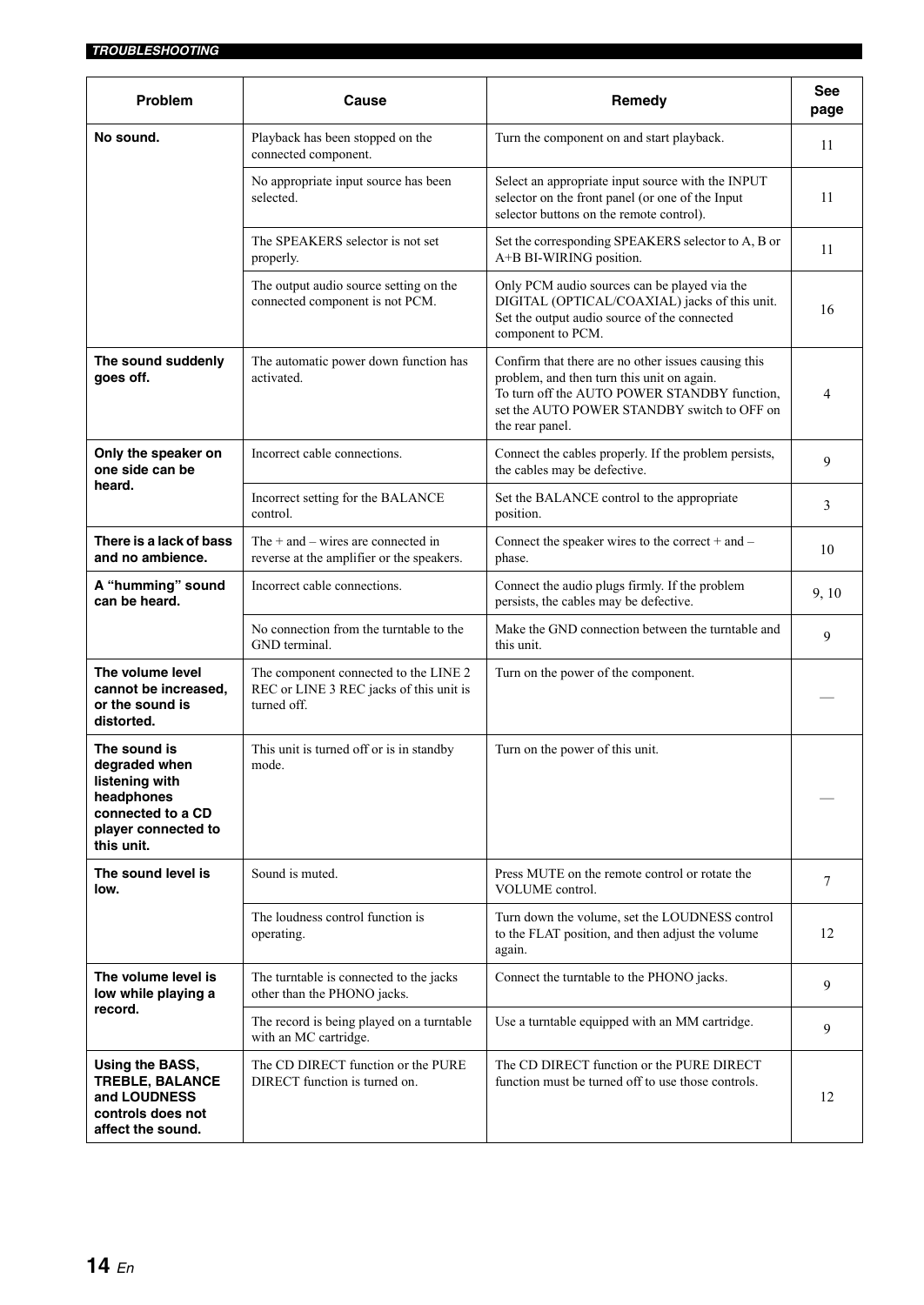| Problem | Cause | Remedy | See page |
|---|---|---|---|
| **No sound.** | Playback has been stopped on the connected component. | Turn the component on and start playback. | 11 |
| | No appropriate input source has been selected. | Select an appropriate input source with the INPUT selector on the front panel (or one of the Input selector buttons on the remote control). | 11 |
| | The SPEAKERS selector is not set properly. | Set the corresponding SPEAKERS selector to A, B or A+B BI-WIRING position. | 11 |
| | The output audio source setting on the connected component is not PCM. | Only PCM audio sources can be played via the DIGITAL (OPTICAL/COAXIAL) jacks of this unit. Set the output audio source of the connected component to PCM. | 16 |
| **The sound suddenly goes off.** | The automatic power down function has activated. | Confirm that there are no other issues causing this problem, and then turn this unit on again. To turn off the AUTO POWER STANDBY function, set the AUTO POWER STANDBY switch to OFF on the rear panel. | 4 |
| **Only the speaker on one side can be heard.** | Incorrect cable connections. | Connect the cables properly. If the problem persists, the cables may be defective. | 9 |
| | Incorrect setting for the BALANCE control. | Set the BALANCE control to the appropriate position. | 3 |
| **There is a lack of bass and no ambience.** | The + and – wires are connected in reverse at the amplifier or the speakers. | Connect the speaker wires to the correct + and – phase. | 10 |
| **A "humming" sound can be heard.** | Incorrect cable connections. | Connect the audio plugs firmly. If the problem persists, the cables may be defective. | 9, 10 |
| | No connection from the turntable to the GND terminal. | Make the GND connection between the turntable and this unit. | 9 |
| **The volume level cannot be increased, or the sound is distorted.** | The component connected to the LINE 2 REC or LINE 3 REC jacks of this unit is turned off. | Turn on the power of the component. | — |
| **The sound is degraded when listening with headphones connected to a CD player connected to this unit.** | This unit is turned off or is in standby mode. | Turn on the power of this unit. | — |
| **The sound level is low.** | Sound is muted. | Press MUTE on the remote control or rotate the VOLUME control. | 7 |
| | The loudness control function is operating. | Turn down the volume, set the LOUDNESS control to the FLAT position, and then adjust the volume again. | 12 |
| **The volume level is low while playing a record.** | The turntable is connected to the jacks other than the PHONO jacks. | Connect the turntable to the PHONO jacks. | 9 |
| | The record is being played on a turntable with an MC cartridge. | Use a turntable equipped with an MM cartridge. | 9 |
| **Using the BASS, TREBLE, BALANCE and LOUDNESS controls does not affect the sound.** | The CD DIRECT function or the PURE DIRECT function is turned on. | The CD DIRECT function or the PURE DIRECT function must be turned off to use those controls. | 12 |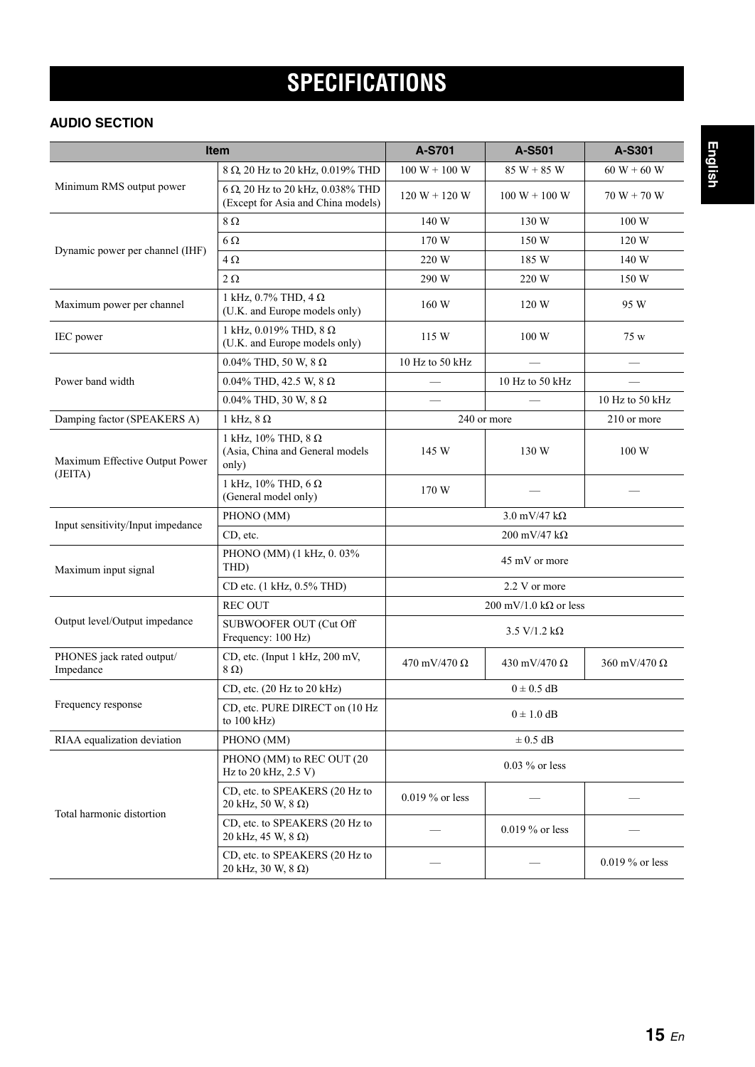# SPECIFICATIONS

### AUDIO SECTION

| Item | | A-S701 | A-S501 | A-S301 |
|---|---|---|---|---|
| Minimum RMS output power | 8 Ω, 20 Hz to 20 kHz, 0.019% THD | 100 W + 100 W | 85 W + 85 W | 60 W + 60 W |
| | 6 Ω, 20 Hz to 20 kHz, 0.038% THD (Except for Asia and China models) | 120 W + 120 W | 100 W + 100 W | 70 W + 70 W |
| Dynamic power per channel (IHF) | 8 Ω | 140 W | 130 W | 100 W |
| | 6 Ω | 170 W | 150 W | 120 W |
| | 4 Ω | 220 W | 185 W | 140 W |
| | 2 Ω | 290 W | 220 W | 150 W |
| Maximum power per channel | 1 kHz, 0.7% THD, 4 Ω (U.K. and Europe models only) | 160 W | 120 W | 95 W |
| IEC power | 1 kHz, 0.019% THD, 8 Ω (U.K. and Europe models only) | 115 W | 100 W | 75 w |
| Power band width | 0.04% THD, 50 W, 8 Ω | 10 Hz to 50 kHz | — | — |
| | 0.04% THD, 42.5 W, 8 Ω | — | 10 Hz to 50 kHz | — |
| | 0.04% THD, 30 W, 8 Ω | — | — | 10 Hz to 50 kHz |
| Damping factor (SPEAKERS A) | 1 kHz, 8 Ω | 240 or more | | 210 or more |
| Maximum Effective Output Power (JEITA) | 1 kHz, 10% THD, 8 Ω (Asia, China and General models only) | 145 W | 130 W | 100 W |
| | 1 kHz, 10% THD, 6 Ω (General model only) | 170 W | — | — |
| Input sensitivity/Input impedance | PHONO (MM) | 3.0 mV/47 kΩ | | |
| | CD, etc. | 200 mV/47 kΩ | | |
| Maximum input signal | PHONO (MM) (1 kHz, 0. 03% THD) | 45 mV or more | | |
| | CD etc. (1 kHz, 0.5% THD) | 2.2 V or more | | |
| Output level/Output impedance | REC OUT | 200 mV/1.0 kΩ or less | | |
| | SUBWOOFER OUT (Cut Off Frequency: 100 Hz) | 3.5 V/1.2 kΩ | | |
| PHONES jack rated output/ Impedance | CD, etc. (Input 1 kHz, 200 mV, 8 Ω) | 470 mV/470 Ω | 430 mV/470 Ω | 360 mV/470 Ω |
| Frequency response | CD, etc. (20 Hz to 20 kHz) | 0 ± 0.5 dB | | |
| | CD, etc. PURE DIRECT on (10 Hz to 100 kHz) | 0 ± 1.0 dB | | |
| RIAA equalization deviation | PHONO (MM) | ± 0.5 dB | | |
| Total harmonic distortion | PHONO (MM) to REC OUT (20 Hz to 20 kHz, 2.5 V) | 0.03 % or less | | |
| | CD, etc. to SPEAKERS (20 Hz to 20 kHz, 50 W, 8 Ω) | 0.019 % or less | — | — |
| | CD, etc. to SPEAKERS (20 Hz to 20 kHz, 45 W, 8 Ω) | — | 0.019 % or less | — |
| | CD, etc. to SPEAKERS (20 Hz to 20 kHz, 30 W, 8 Ω) | — | — | 0.019 % or less |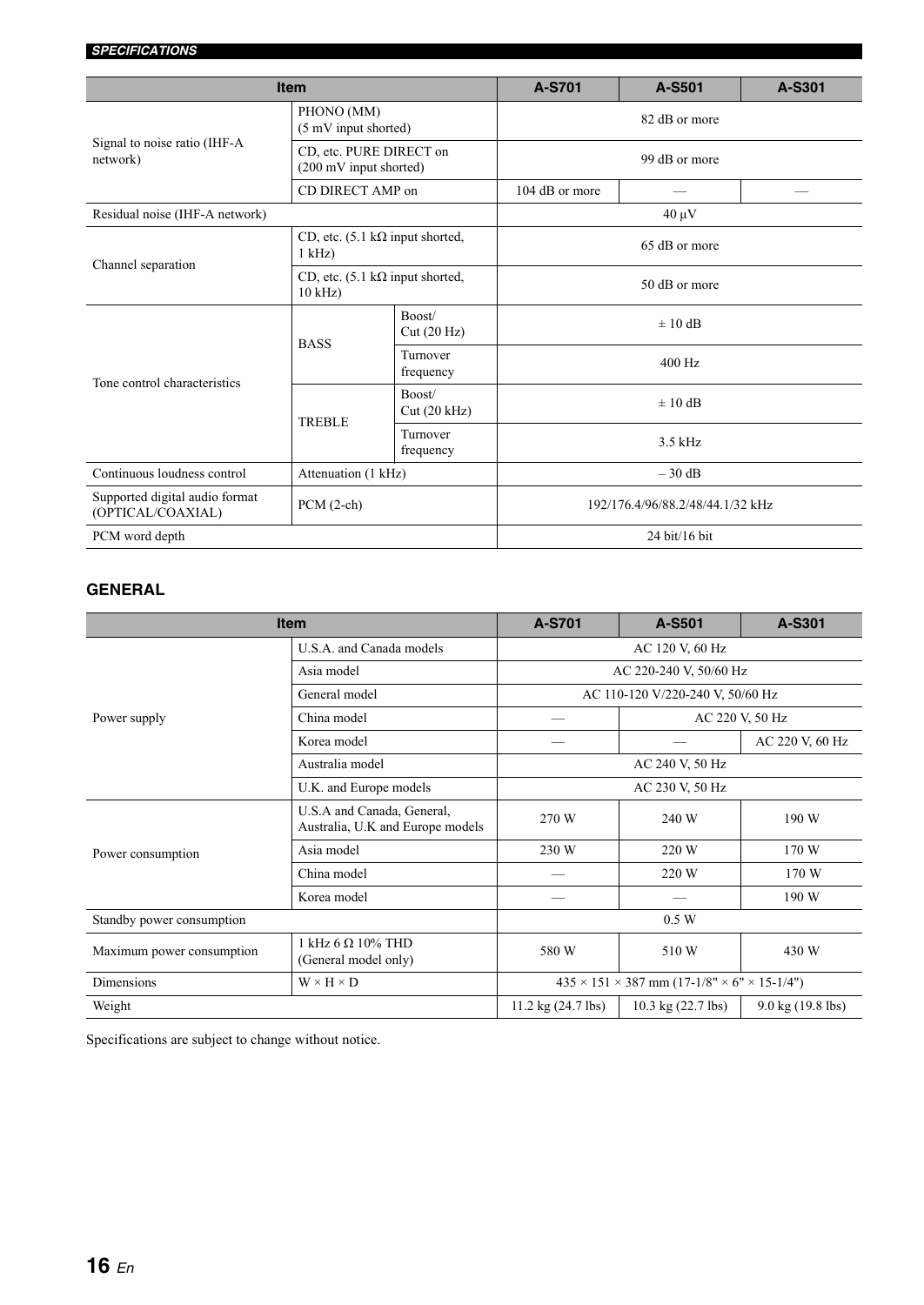| Item | | | A-S701 | A-S501 | A-S301 |
|---|---|---|---|---|---|
| Signal to noise ratio (IHF-A network) | PHONO (MM) (5 mV input shorted) | | 82 dB or more | | |
| | CD, etc. PURE DIRECT on (200 mV input shorted) | | 99 dB or more | | |
| | CD DIRECT AMP on | | 104 dB or more | — | — |
| Residual noise (IHF-A network) | | | 40 µV | | |
| Channel separation | CD, etc. (5.1 kΩ input shorted, 1 kHz) | | 65 dB or more | | |
| | CD, etc. (5.1 kΩ input shorted, 10 kHz) | | 50 dB or more | | |
| Tone control characteristics | BASS | Boost/ Cut (20 Hz) | ± 10 dB | | |
| | | Turnover frequency | 400 Hz | | |
| | TREBLE | Boost/ Cut (20 kHz) | ± 10 dB | | |
| | | Turnover frequency | 3.5 kHz | | |
| Continuous loudness control | Attenuation (1 kHz) | | – 30 dB | | |
| Supported digital audio format (OPTICAL/COAXIAL) | PCM (2-ch) | | 192/176.4/96/88.2/48/44.1/32 kHz | | |
| PCM word depth | | | 24 bit/16 bit | | |

### GENERAL

| Item | | A-S701 | A-S501 | A-S301 |
|---|---|---|---|---|
| Power supply | U.S.A. and Canada models | AC 120 V, 60 Hz | | |
| | Asia model | AC 220-240 V, 50/60 Hz | | |
| | General model | AC 110-120 V/220-240 V, 50/60 Hz | | |
| | China model | — | AC 220 V, 50 Hz | |
| | Korea model | — | — | AC 220 V, 60 Hz |
| | Australia model | AC 240 V, 50 Hz | | |
| | U.K. and Europe models | AC 230 V, 50 Hz | | |
| Power consumption | U.S.A and Canada, General, Australia, U.K and Europe models | 270 W | 240 W | 190 W |
| | Asia model | 230 W | 220 W | 170 W |
| | China model | — | 220 W | 170 W |
| | Korea model | — | — | 190 W |
| Standby power consumption | | 0.5 W | | |
| Maximum power consumption | 1 kHz 6 Ω 10% THD (General model only) | 580 W | 510 W | 430 W |
| Dimensions | W × H × D | 435 × 151 × 387 mm (17-1/8" × 6" × 15-1/4") | | |
| Weight | | 11.2 kg (24.7 lbs) | 10.3 kg (22.7 lbs) | 9.0 kg (19.8 lbs) |

Specifications are subject to change without notice.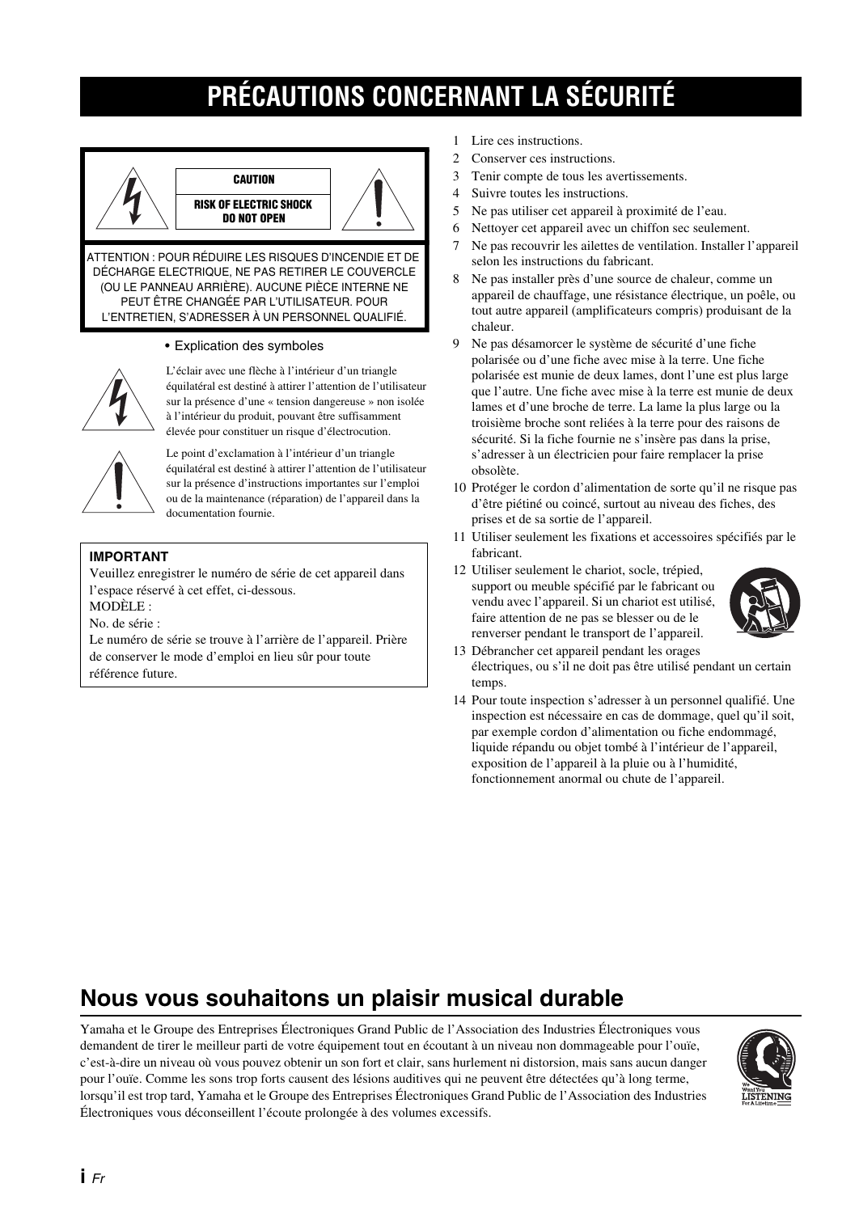# PRÉCAUTIONS CONCERNANT LA SÉCURITÉ

**CAUTION**

**RISK OF ELECTRIC SHOCK DO NOT OPEN**

ATTENTION : POUR RÉDUIRE LES RISQUES D'INCENDIE ET DE DÉCHARGE ELECTRIQUE, NE PAS RETIRER LE COUVERCLE (OU LE PANNEAU ARRIÈRE). AUCUNE PIÈCE INTERNE NE PEUT ÊTRE CHANGÉE PAR L'UTILISATEUR. POUR L'ENTRETIEN, S'ADRESSER À UN PERSONNEL QUALIFIÉ.

• Explication des symboles

L'éclair avec une flèche à l'intérieur d'un triangle équilatéral est destiné à attirer l'attention de l'utilisateur sur la présence d'une « tension dangereuse » non isolée à l'intérieur du produit, pouvant être suffisamment élevée pour constituer un risque d'électrocution.

Le point d'exclamation à l'intérieur d'un triangle équilatéral est destiné à attirer l'attention de l'utilisateur sur la présence d'instructions importantes sur l'emploi ou de la maintenance (réparation) de l'appareil dans la documentation fournie.

**IMPORTANT**

Veuillez enregistrer le numéro de série de cet appareil dans l'espace réservé à cet effet, ci-dessous.

MODÈLE :

No. de série :

Le numéro de série se trouve à l'arrière de l'appareil. Prière de conserver le mode d'emploi en lieu sûr pour toute référence future.

1. Lire ces instructions.
2. Conserver ces instructions.
3. Tenir compte de tous les avertissements.
4. Suivre toutes les instructions.
5. Ne pas utiliser cet appareil à proximité de l'eau.
6. Nettoyer cet appareil avec un chiffon sec seulement.
7. Ne pas recouvrir les ailettes de ventilation. Installer l'appareil selon les instructions du fabricant.
8. Ne pas installer près d'une source de chaleur, comme un appareil de chauffage, une résistance électrique, un poêle, ou tout autre appareil (amplificateurs compris) produisant de la chaleur.
9. Ne pas désamorcer le système de sécurité d'une fiche polarisée ou d'une fiche avec mise à la terre. Une fiche polarisée est munie de deux lames, dont l'une est plus large que l'autre. Une fiche avec mise à la terre est munie de deux lames et d'une broche de terre. La lame la plus large ou la troisième broche sont reliées à la terre pour des raisons de sécurité. Si la fiche fournie ne s'insère pas dans la prise, s'adresser à un électricien pour faire remplacer la prise obsolète.
10. Protéger le cordon d'alimentation de sorte qu'il ne risque pas d'être piétiné ou coincé, surtout au niveau des fiches, des prises et de sa sortie de l'appareil.
11. Utiliser seulement les fixations et accessoires spécifiés par le fabricant.
12. Utiliser seulement le chariot, socle, trépied, support ou meuble spécifié par le fabricant ou vendu avec l'appareil. Si un chariot est utilisé, faire attention de ne pas se blesser ou de le renverser pendant le transport de l'appareil.
13. Débrancher cet appareil pendant les orages électriques, ou s'il ne doit pas être utilisé pendant un certain temps.
14. Pour toute inspection s'adresser à un personnel qualifié. Une inspection est nécessaire en cas de dommage, quel qu'il soit, par exemple cordon d'alimentation ou fiche endommagé, liquide répandu ou objet tombé à l'intérieur de l'appareil, exposition de l'appareil à la pluie ou à l'humidité, fonctionnement anormal ou chute de l'appareil.

## Nous vous souhaitons un plaisir musical durable

Yamaha et le Groupe des Entreprises Électroniques Grand Public de l'Association des Industries Électroniques vous demandent de tirer le meilleur parti de votre équipement tout en écoutant à un niveau non dommageable pour l'ouïe, c'est-à-dire un niveau où vous pouvez obtenir un son fort et clair, sans hurlement ni distorsion, mais sans aucun danger pour l'ouïe. Comme les sons trop forts causent des lésions auditives qui ne peuvent être détectées qu'à long terme, lorsqu'il est trop tard, Yamaha et le Groupe des Entreprises Électroniques Grand Public de l'Association des Industries Électroniques vous déconseillent l'écoute prolongée à des volumes excessifs.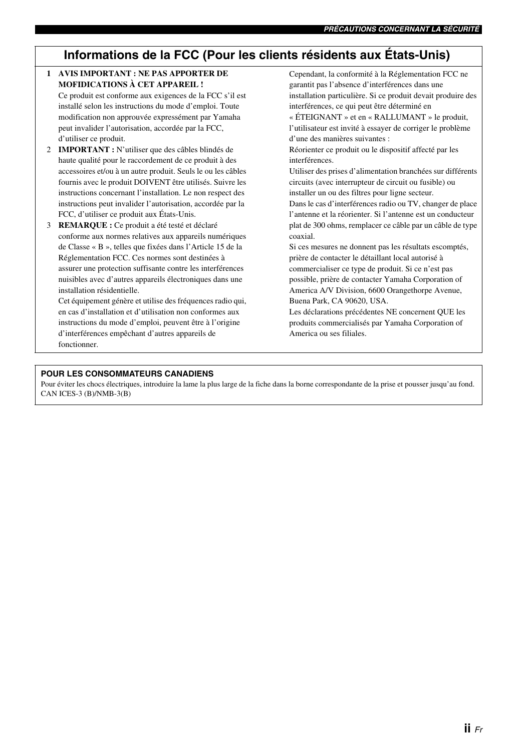## Informations de la FCC (Pour les clients résidents aux États-Unis)

1. **AVIS IMPORTANT : NE PAS APPORTER DE MOFIDICATIONS À CET APPAREIL !**
   Ce produit est conforme aux exigences de la FCC s'il est installé selon les instructions du mode d'emploi. Toute modification non approuvée expressément par Yamaha peut invalider l'autorisation, accordée par la FCC, d'utiliser ce produit.
2. **IMPORTANT :** N'utiliser que des câbles blindés de haute qualité pour le raccordement de ce produit à des accessoires et/ou à un autre produit. Seuls le ou les câbles fournis avec le produit DOIVENT être utilisés. Suivre les instructions concernant l'installation. Le non respect des instructions peut invalider l'autorisation, accordée par la FCC, d'utiliser ce produit aux États-Unis.
3. **REMARQUE :** Ce produit a été testé et déclaré conforme aux normes relatives aux appareils numériques de Classe « B », telles que fixées dans l'Article 15 de la Réglementation FCC. Ces normes sont destinées à assurer une protection suffisante contre les interférences nuisibles avec d'autres appareils électroniques dans une installation résidentielle.
   Cet équipement génère et utilise des fréquences radio qui, en cas d'installation et d'utilisation non conformes aux instructions du mode d'emploi, peuvent être à l'origine d'interférences empêchant d'autres appareils de fonctionner.
   Cependant, la conformité à la Réglementation FCC ne garantit pas l'absence d'interférences dans une installation particulière. Si ce produit devait produire des interférences, ce qui peut être déterminé en « ÉTEIGNANT » et en « RALLUMANT » le produit, l'utilisateur est invité à essayer de corriger le problème d'une des manières suivantes :
   Réorienter ce produit ou le dispositif affecté par les interférences.
   Utiliser des prises d'alimentation branchées sur différents circuits (avec interrupteur de circuit ou fusible) ou installer un ou des filtres pour ligne secteur.
   Dans le cas d'interférences radio ou TV, changer de place l'antenne et la réorienter. Si l'antenne est un conducteur plat de 300 ohms, remplacer ce câble par un câble de type coaxial.
   Si ces mesures ne donnent pas les résultats escomptés, prière de contacter le détaillant local autorisé à commercialiser ce type de produit. Si ce n'est pas possible, prière de contacter Yamaha Corporation of America A/V Division, 6600 Orangethorpe Avenue, Buena Park, CA 90620, USA.
   Les déclarations précédentes NE concernent QUE les produits commercialisés par Yamaha Corporation of America ou ses filiales.

**POUR LES CONSOMMATEURS CANADIENS**

Pour éviter les chocs électriques, introduire la lame la plus large de la fiche dans la borne correspondante de la prise et pousser jusqu'au fond.
CAN ICES-3 (B)/NMB-3(B)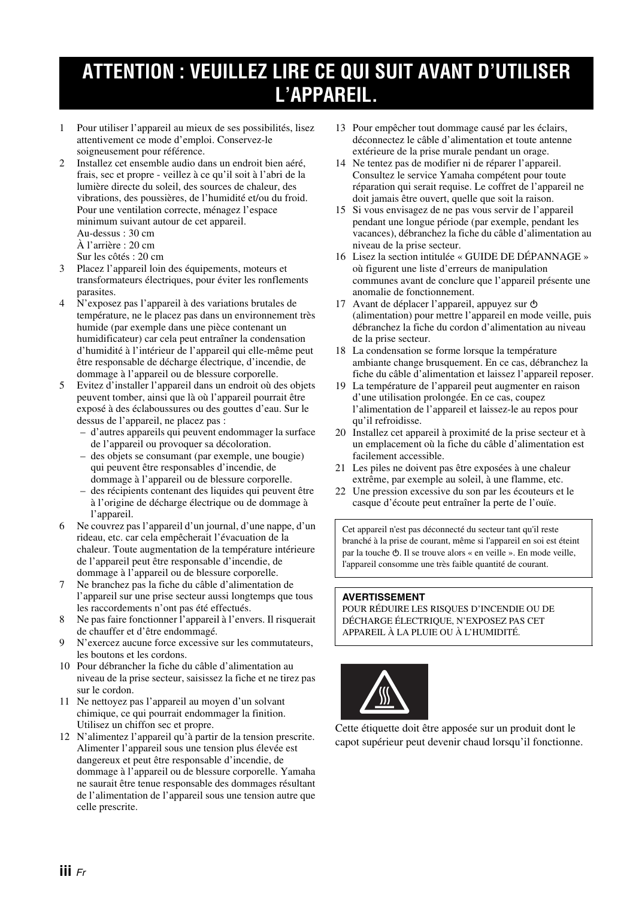# ATTENTION : VEUILLEZ LIRE CE QUI SUIT AVANT D'UTILISER L'APPAREIL.

1 Pour utiliser l'appareil au mieux de ses possibilités, lisez attentivement ce mode d'emploi. Conservez-le soigneusement pour référence.
2 Installez cet ensemble audio dans un endroit bien aéré, frais, sec et propre - veillez à ce qu'il soit à l'abri de la lumière directe du soleil, des sources de chaleur, des vibrations, des poussières, de l'humidité et/ou du froid. Pour une ventilation correcte, ménagez l'espace minimum suivant autour de cet appareil.
   Au-dessus : 30 cm
   À l'arrière : 20 cm
   Sur les côtés : 20 cm
3 Placez l'appareil loin des équipements, moteurs et transformateurs électriques, pour éviter les ronflements parasites.
4 N'exposez pas l'appareil à des variations brutales de température, ne le placez pas dans un environnement très humide (par exemple dans une pièce contenant un humidificateur) car cela peut entraîner la condensation d'humidité à l'intérieur de l'appareil qui elle-même peut être responsable de décharge électrique, d'incendie, de dommage à l'appareil ou de blessure corporelle.
5 Evitez d'installer l'appareil dans un endroit où des objets peuvent tomber, ainsi que là où l'appareil pourrait être exposé à des éclaboussures ou des gouttes d'eau. Sur le dessus de l'appareil, ne placez pas :
   – d'autres appareils qui peuvent endommager la surface de l'appareil ou provoquer sa décoloration.
   – des objets se consumant (par exemple, une bougie) qui peuvent être responsables d'incendie, de dommage à l'appareil ou de blessure corporelle.
   – des récipients contenant des liquides qui peuvent être à l'origine de décharge électrique ou de dommage à l'appareil.
6 Ne couvrez pas l'appareil d'un journal, d'une nappe, d'un rideau, etc. car cela empêcherait l'évacuation de la chaleur. Toute augmentation de la température intérieure de l'appareil peut être responsable d'incendie, de dommage à l'appareil ou de blessure corporelle.
7 Ne branchez pas la fiche du câble d'alimentation de l'appareil sur une prise secteur aussi longtemps que tous les raccordements n'ont pas été effectués.
8 Ne pas faire fonctionner l'appareil à l'envers. Il risquerait de chauffer et d'être endommagé.
9 N'exercez aucune force excessive sur les commutateurs, les boutons et les cordons.
10 Pour débrancher la fiche du câble d'alimentation au niveau de la prise secteur, saisissez la fiche et ne tirez pas sur le cordon.
11 Ne nettoyez pas l'appareil au moyen d'un solvant chimique, ce qui pourrait endommager la finition. Utilisez un chiffon sec et propre.
12 N'alimentez l'appareil qu'à partir de la tension prescrite. Alimenter l'appareil sous une tension plus élevée est dangereux et peut être responsable d'incendie, de dommage à l'appareil ou de blessure corporelle. Yamaha ne saurait être tenue responsable des dommages résultant de l'alimentation de l'appareil sous une tension autre que celle prescrite.
13 Pour empêcher tout dommage causé par les éclairs, déconnectez le câble d'alimentation et toute antenne extérieure de la prise murale pendant un orage.
14 Ne tentez pas de modifier ni de réparer l'appareil. Consultez le service Yamaha compétent pour toute réparation qui serait requise. Le coffret de l'appareil ne doit jamais être ouvert, quelle que soit la raison.
15 Si vous envisagez de ne pas vous servir de l'appareil pendant une longue période (par exemple, pendant les vacances), débranchez la fiche du câble d'alimentation au niveau de la prise secteur.
16 Lisez la section intitulée « GUIDE DE DÉPANNAGE » où figurent une liste d'erreurs de manipulation communes avant de conclure que l'appareil présente une anomalie de fonctionnement.
17 Avant de déplacer l'appareil, appuyez sur ⏻ (alimentation) pour mettre l'appareil en mode veille, puis débranchez la fiche du cordon d'alimentation au niveau de la prise secteur.
18 La condensation se forme lorsque la température ambiante change brusquement. En ce cas, débranchez la fiche du câble d'alimentation et laissez l'appareil reposer.
19 La température de l'appareil peut augmenter en raison d'une utilisation prolongée. En ce cas, coupez l'alimentation de l'appareil et laissez-le au repos pour qu'il refroidisse.
20 Installez cet appareil à proximité de la prise secteur et à un emplacement où la fiche du câble d'alimentation est facilement accessible.
21 Les piles ne doivent pas être exposées à une chaleur extrême, par exemple au soleil, à une flamme, etc.
22 Une pression excessive du son par les écouteurs et le casque d'écoute peut entraîner la perte de l'ouïe.

Cet appareil n'est pas déconnecté du secteur tant qu'il reste branché à la prise de courant, même si l'appareil en soi est éteint par la touche ⏻. Il se trouve alors « en veille ». En mode veille, l'appareil consomme une très faible quantité de courant.

**AVERTISSEMENT**
POUR RÉDUIRE LES RISQUES D'INCENDIE OU DE DÉCHARGE ÉLECTRIQUE, N'EXPOSEZ PAS CET APPAREIL À LA PLUIE OU À L'HUMIDITÉ.

Cette étiquette doit être apposée sur un produit dont le capot supérieur peut devenir chaud lorsqu'il fonctionne.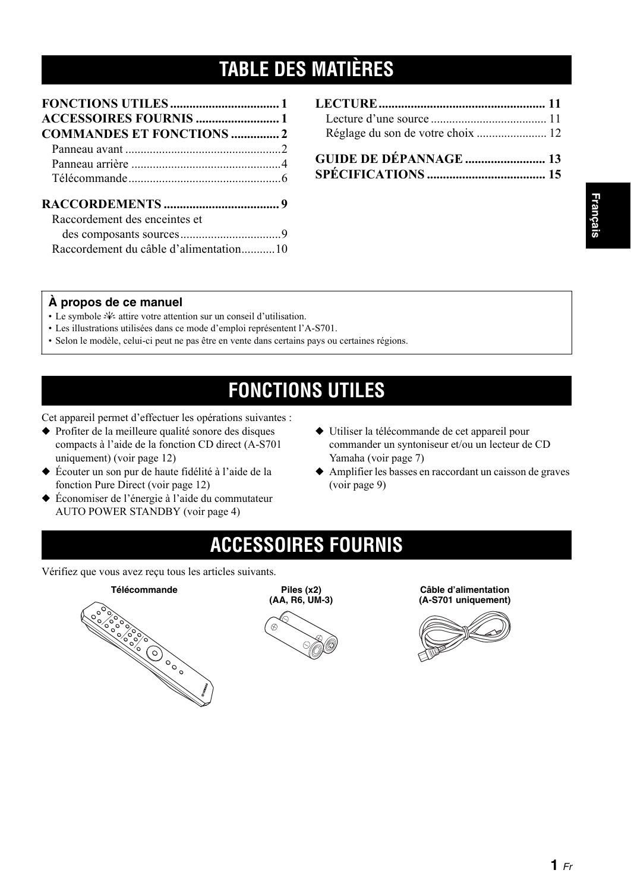# TABLE DES MATIÈRES

**FONCTIONS UTILES .................................. 1**
**ACCESSOIRES FOURNIS .......................... 1**
**COMMANDES ET FONCTIONS ............... 2**
Panneau avant ..................................................2
Panneau arrière ................................................4
Télécommande.................................................6

**RACCORDEMENTS .................................... 9**
Raccordement des enceintes et des composants sources.................................9
Raccordement du câble d'alimentation...........10

**LECTURE .................................................... 11**
Lecture d'une source ...................................... 11
Réglage du son de votre choix ....................... 12

**GUIDE DE DÉPANNAGE ......................... 13**
**SPÉCIFICATIONS ..................................... 15**

Français

**À propos de ce manuel**

- Le symbole attire votre attention sur un conseil d'utilisation.
- Les illustrations utilisées dans ce mode d'emploi représentent l'A-S701.
- Selon le modèle, celui-ci peut ne pas être en vente dans certains pays ou certaines régions.

# FONCTIONS UTILES

Cet appareil permet d'effectuer les opérations suivantes :

- ◆ Profiter de la meilleure qualité sonore des disques compacts à l'aide de la fonction CD direct (A-S701 uniquement) (voir page 12)
- ◆ Écouter un son pur de haute fidélité à l'aide de la fonction Pure Direct (voir page 12)
- ◆ Économiser de l'énergie à l'aide du commutateur AUTO POWER STANDBY (voir page 4)
- ◆ Utiliser la télécommande de cet appareil pour commander un syntoniseur et/ou un lecteur de CD Yamaha (voir page 7)
- ◆ Amplifier les basses en raccordant un caisson de graves (voir page 9)

# ACCESSOIRES FOURNIS

Vérifiez que vous avez reçu tous les articles suivants.

**Télécommande**

**Piles (x2)**
**(AA, R6, UM-3)**

**Câble d'alimentation**
**(A-S701 uniquement)**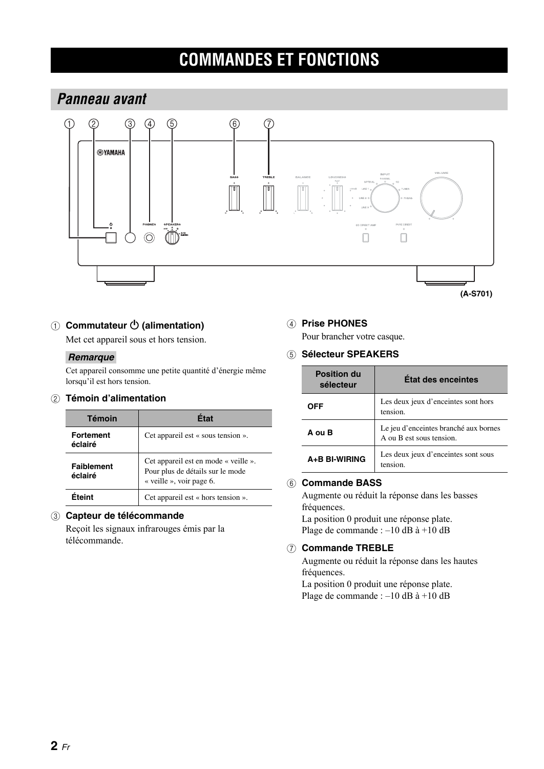# COMMANDES ET FONCTIONS

## Panneau avant

(A-S701)

① **Commutateur ⏻ (alimentation)**

Met cet appareil sous et hors tension.

***Remarque***

Cet appareil consomme une petite quantité d'énergie même lorsqu'il est hors tension.

② **Témoin d'alimentation**

| Témoin | État |
|---|---|
| **Fortement éclairé** | Cet appareil est « sous tension ». |
| **Faiblement éclairé** | Cet appareil est en mode « veille ». Pour plus de détails sur le mode « veille », voir page 6. |
| **Éteint** | Cet appareil est « hors tension ». |

③ **Capteur de télécommande**

Reçoit les signaux infrarouges émis par la télécommande.

④ **Prise PHONES**

Pour brancher votre casque.

⑤ **Sélecteur SPEAKERS**

| Position du sélecteur | État des enceintes |
|---|---|
| **OFF** | Les deux jeux d'enceintes sont hors tension. |
| **A ou B** | Le jeu d'enceintes branché aux bornes A ou B est sous tension. |
| **A+B BI-WIRING** | Les deux jeux d'enceintes sont sous tension. |

⑥ **Commande BASS**

Augmente ou réduit la réponse dans les basses fréquences.
La position 0 produit une réponse plate.
Plage de commande : –10 dB à +10 dB

⑦ **Commande TREBLE**

Augmente ou réduit la réponse dans les hautes fréquences.
La position 0 produit une réponse plate.
Plage de commande : –10 dB à +10 dB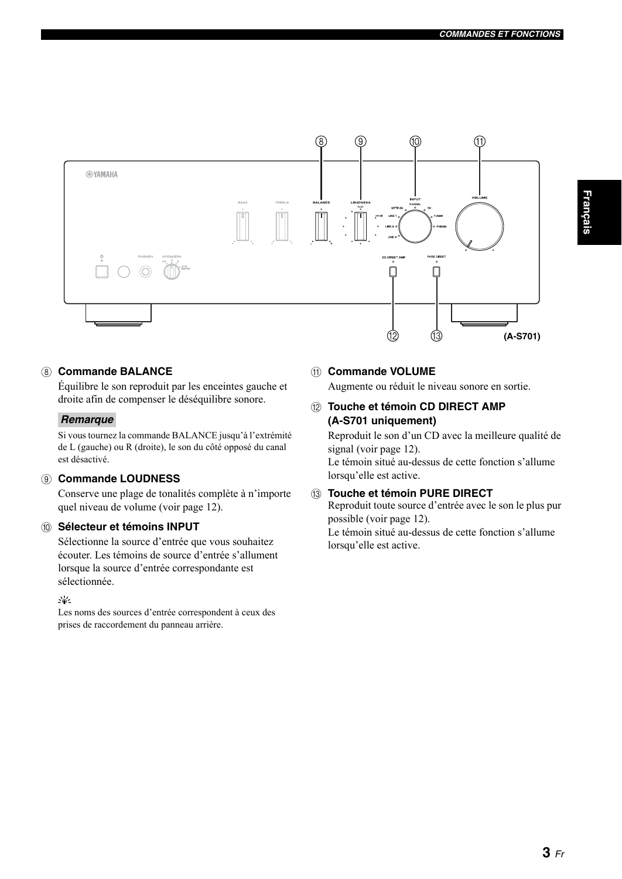⑧ **Commande BALANCE**

Équilibre le son reproduit par les enceintes gauche et droite afin de compenser le déséquilibre sonore.

***Remarque***

Si vous tournez la commande BALANCE jusqu'à l'extrémité de L (gauche) ou R (droite), le son du côté opposé du canal est désactivé.

⑨ **Commande LOUDNESS**

Conserve une plage de tonalités complète à n'importe quel niveau de volume (voir page 12).

⑩ **Sélecteur et témoins INPUT**

Sélectionne la source d'entrée que vous souhaitez écouter. Les témoins de source d'entrée s'allument lorsque la source d'entrée correspondante est sélectionnée.

Les noms des sources d'entrée correspondent à ceux des prises de raccordement du panneau arrière.

⑪ **Commande VOLUME**

Augmente ou réduit le niveau sonore en sortie.

⑫ **Touche et témoin CD DIRECT AMP (A-S701 uniquement)**

Reproduit le son d'un CD avec la meilleure qualité de signal (voir page 12).
Le témoin situé au-dessus de cette fonction s'allume lorsqu'elle est active.

⑬ **Touche et témoin PURE DIRECT**

Reproduit toute source d'entrée avec le son le plus pur possible (voir page 12).
Le témoin situé au-dessus de cette fonction s'allume lorsqu'elle est active.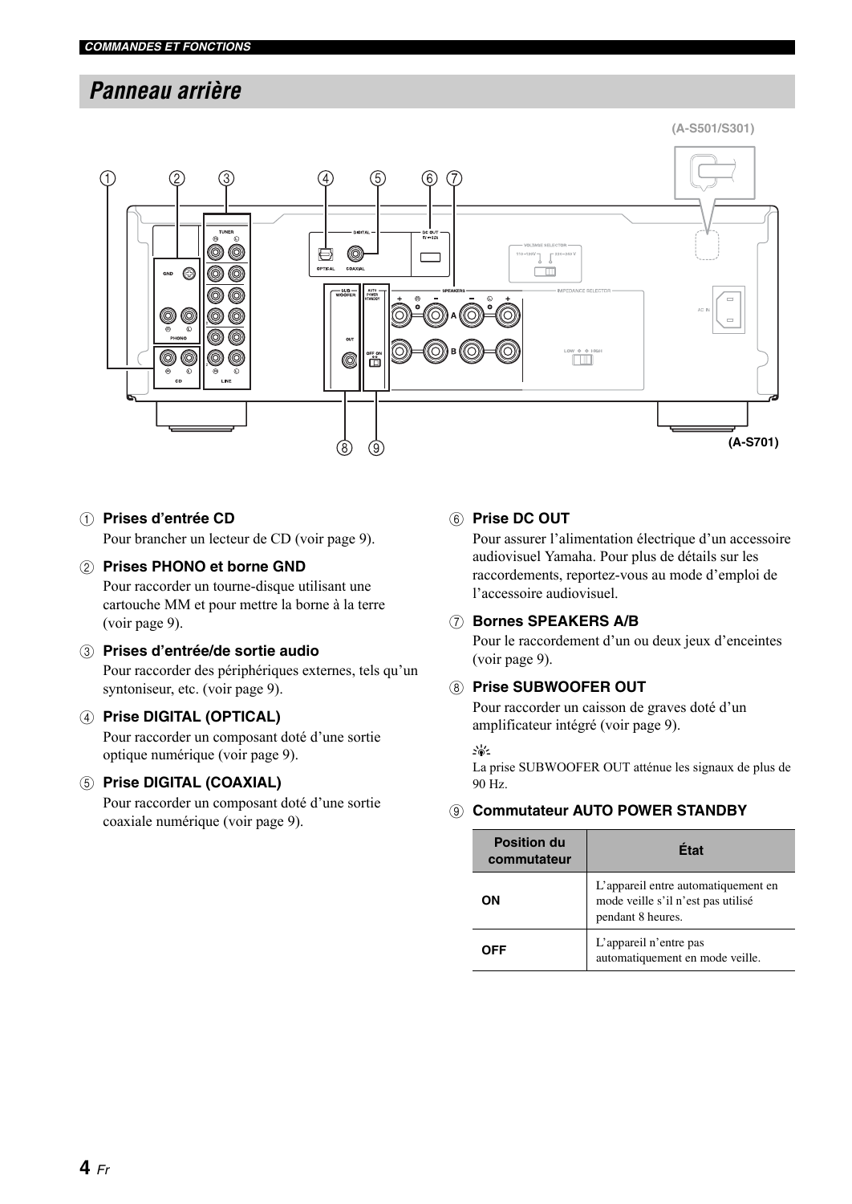## Panneau arrière

(A-S501/S301)

(A-S701)

① **Prises d'entrée CD**
Pour brancher un lecteur de CD (voir page 9).

② **Prises PHONO et borne GND**
Pour raccorder un tourne-disque utilisant une cartouche MM et pour mettre la borne à la terre (voir page 9).

③ **Prises d'entrée/de sortie audio**
Pour raccorder des périphériques externes, tels qu'un syntoniseur, etc. (voir page 9).

④ **Prise DIGITAL (OPTICAL)**
Pour raccorder un composant doté d'une sortie optique numérique (voir page 9).

⑤ **Prise DIGITAL (COAXIAL)**
Pour raccorder un composant doté d'une sortie coaxiale numérique (voir page 9).

⑥ **Prise DC OUT**
Pour assurer l'alimentation électrique d'un accessoire audiovisuel Yamaha. Pour plus de détails sur les raccordements, reportez-vous au mode d'emploi de l'accessoire audiovisuel.

⑦ **Bornes SPEAKERS A/B**
Pour le raccordement d'un ou deux jeux d'enceintes (voir page 9).

⑧ **Prise SUBWOOFER OUT**
Pour raccorder un caisson de graves doté d'un amplificateur intégré (voir page 9).

La prise SUBWOOFER OUT atténue les signaux de plus de 90 Hz.

⑨ **Commutateur AUTO POWER STANDBY**

| Position du commutateur | État |
|---|---|
| ON | L'appareil entre automatiquement en mode veille s'il n'est pas utilisé pendant 8 heures. |
| OFF | L'appareil n'entre pas automatiquement en mode veille. |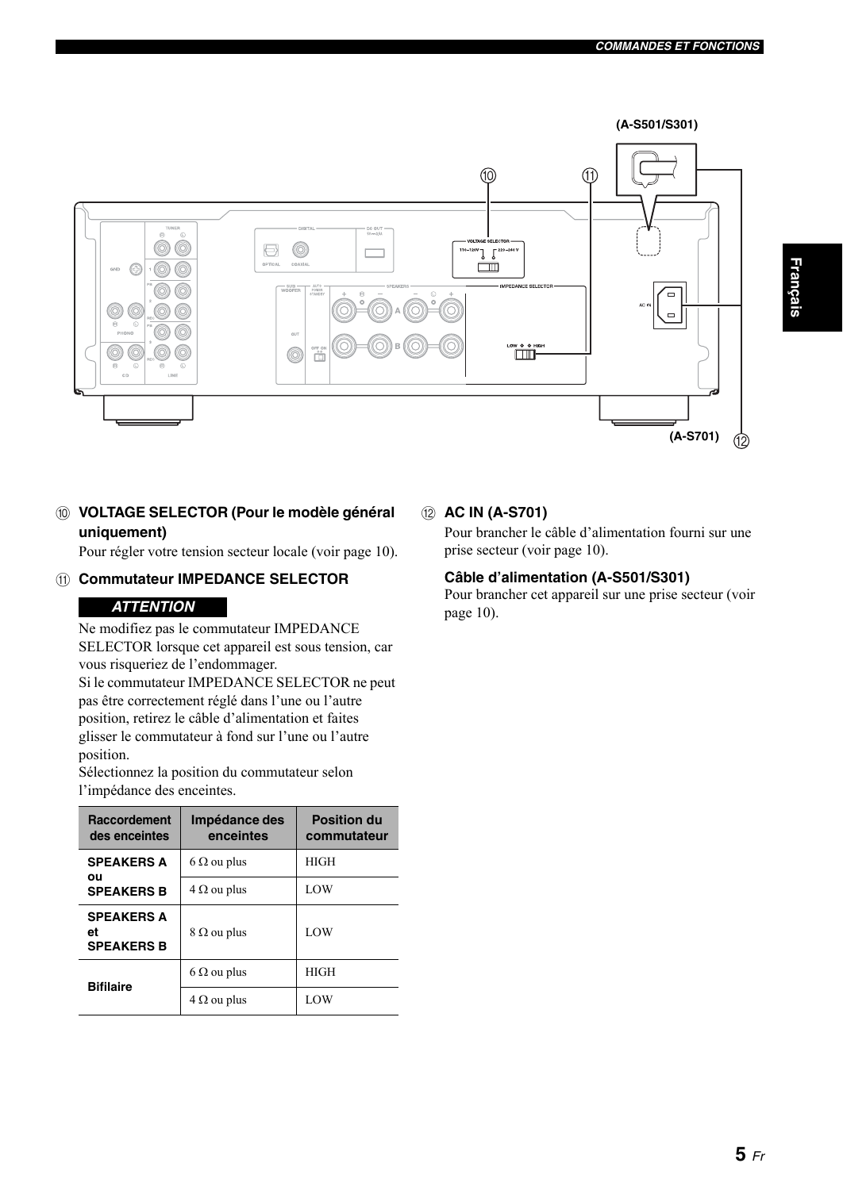⑩ **VOLTAGE SELECTOR (Pour le modèle général uniquement)**

Pour régler votre tension secteur locale (voir page 10).

⑪ **Commutateur IMPEDANCE SELECTOR**

***ATTENTION***

Ne modifiez pas le commutateur IMPEDANCE SELECTOR lorsque cet appareil est sous tension, car vous risqueriez de l'endommager.
Si le commutateur IMPEDANCE SELECTOR ne peut pas être correctement réglé dans l'une ou l'autre position, retirez le câble d'alimentation et faites glisser le commutateur à fond sur l'une ou l'autre position.
Sélectionnez la position du commutateur selon l'impédance des enceintes.

| Raccordement des enceintes | Impédance des enceintes | Position du commutateur |
|---|---|---|
| **SPEAKERS A ou SPEAKERS B** | 6 Ω ou plus | HIGH |
| | 4 Ω ou plus | LOW |
| **SPEAKERS A et SPEAKERS B** | 8 Ω ou plus | LOW |
| **Bifilaire** | 6 Ω ou plus | HIGH |
| | 4 Ω ou plus | LOW |

⑫ **AC IN (A-S701)**

Pour brancher le câble d'alimentation fourni sur une prise secteur (voir page 10).

**Câble d'alimentation (A-S501/S301)**

Pour brancher cet appareil sur une prise secteur (voir page 10).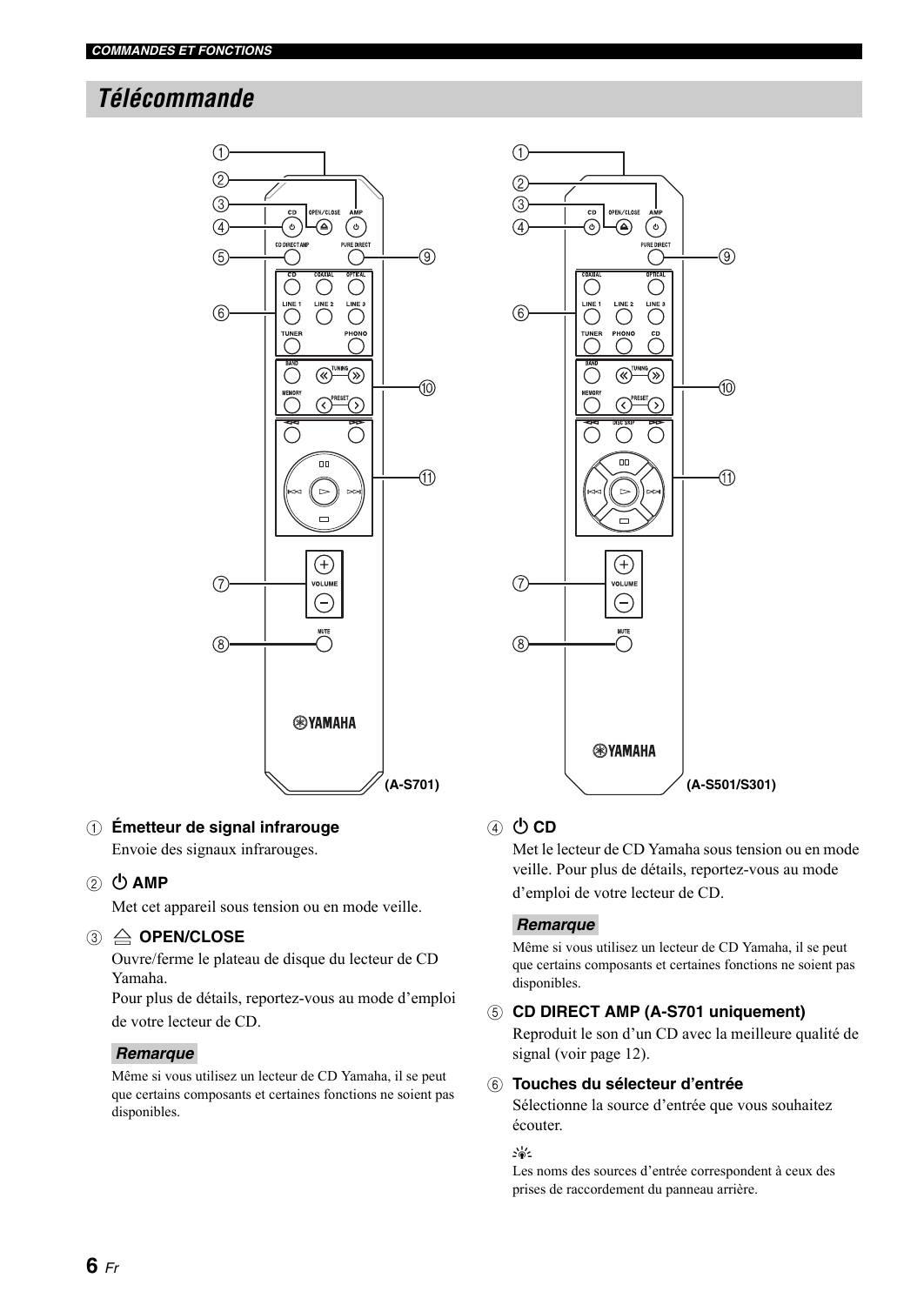## Télécommande

(A-S701)

(A-S501/S301)

① **Émetteur de signal infrarouge**
Envoie des signaux infrarouges.

② **⏻ AMP**
Met cet appareil sous tension ou en mode veille.

③ **⏏ OPEN/CLOSE**
Ouvre/ferme le plateau de disque du lecteur de CD Yamaha.
Pour plus de détails, reportez-vous au mode d'emploi de votre lecteur de CD.

*Remarque*

Même si vous utilisez un lecteur de CD Yamaha, il se peut que certains composants et certaines fonctions ne soient pas disponibles.

④ **⏻ CD**
Met le lecteur de CD Yamaha sous tension ou en mode veille. Pour plus de détails, reportez-vous au mode d'emploi de votre lecteur de CD.

*Remarque*

Même si vous utilisez un lecteur de CD Yamaha, il se peut que certains composants et certaines fonctions ne soient pas disponibles.

⑤ **CD DIRECT AMP (A-S701 uniquement)**
Reproduit le son d'un CD avec la meilleure qualité de signal (voir page 12).

⑥ **Touches du sélecteur d'entrée**
Sélectionne la source d'entrée que vous souhaitez écouter.

Les noms des sources d'entrée correspondent à ceux des prises de raccordement du panneau arrière.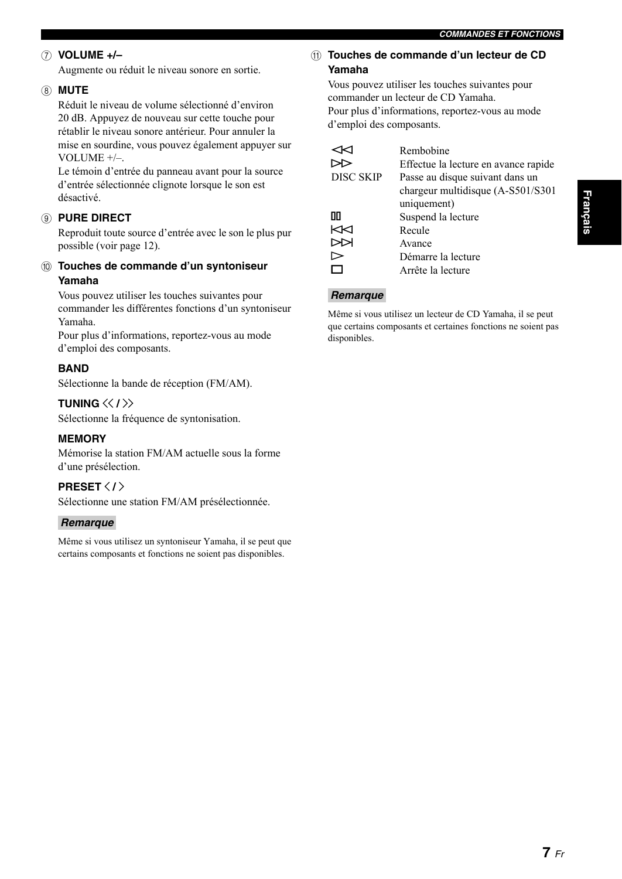### ⑦ VOLUME +/–

Augmente ou réduit le niveau sonore en sortie.

### ⑧ MUTE

Réduit le niveau de volume sélectionné d'environ 20 dB. Appuyez de nouveau sur cette touche pour rétablir le niveau sonore antérieur. Pour annuler la mise en sourdine, vous pouvez également appuyer sur VOLUME +/–.

Le témoin d'entrée du panneau avant pour la source d'entrée sélectionnée clignote lorsque le son est désactivé.

### ⑨ PURE DIRECT

Reproduit toute source d'entrée avec le son le plus pur possible (voir page 12).

### ⑩ Touches de commande d'un syntoniseur Yamaha

Vous pouvez utiliser les touches suivantes pour commander les différentes fonctions d'un syntoniseur Yamaha.

Pour plus d'informations, reportez-vous au mode d'emploi des composants.

#### BAND

Sélectionne la bande de réception (FM/AM).

#### TUNING ⟪ / ⟫

Sélectionne la fréquence de syntonisation.

#### MEMORY

Mémorise la station FM/AM actuelle sous la forme d'une présélection.

#### PRESET 〈 / 〉

Sélectionne une station FM/AM présélectionnée.

**Remarque**

Même si vous utilisez un syntoniseur Yamaha, il se peut que certains composants et fonctions ne soient pas disponibles.

### ⑪ Touches de commande d'un lecteur de CD Yamaha

Vous pouvez utiliser les touches suivantes pour commander un lecteur de CD Yamaha.

Pour plus d'informations, reportez-vous au mode d'emploi des composants.

| | |
|---|---|
| ◁◁ | Rembobine |
| ▷▷ | Effectue la lecture en avance rapide |
| DISC SKIP | Passe au disque suivant dans un chargeur multidisque (A-S501/S301 uniquement) |
| ▯▯ | Suspend la lecture |
| ⏮ | Recule |
| ⏭ | Avance |
| ▷ | Démarre la lecture |
| □ | Arrête la lecture |

**Remarque**

Même si vous utilisez un lecteur de CD Yamaha, il se peut que certains composants et certaines fonctions ne soient pas disponibles.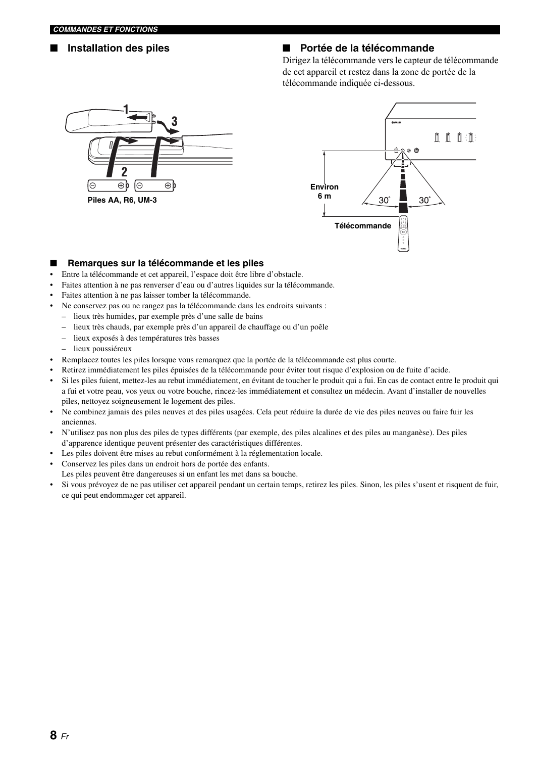## ■ Installation des piles

1

2

3

Piles AA, R6, UM-3

## ■ Portée de la télécommande

Dirigez la télécommande vers le capteur de télécommande de cet appareil et restez dans la zone de portée de la télécommande indiquée ci-dessous.

Environ 6 m

30°

30°

Télécommande

### ■ Remarques sur la télécommande et les piles

- Entre la télécommande et cet appareil, l'espace doit être libre d'obstacle.
- Faites attention à ne pas renverser d'eau ou d'autres liquides sur la télécommande.
- Faites attention à ne pas laisser tomber la télécommande.
- Ne conservez pas ou ne rangez pas la télécommande dans les endroits suivants :
  - lieux très humides, par exemple près d'une salle de bains
  - lieux très chauds, par exemple près d'un appareil de chauffage ou d'un poêle
  - lieux exposés à des températures très basses
  - lieux poussiéreux
- Remplacez toutes les piles lorsque vous remarquez que la portée de la télécommande est plus courte.
- Retirez immédiatement les piles épuisées de la télécommande pour éviter tout risque d'explosion ou de fuite d'acide.
- Si les piles fuient, mettez-les au rebut immédiatement, en évitant de toucher le produit qui a fui. En cas de contact entre le produit qui a fui et votre peau, vos yeux ou votre bouche, rincez-les immédiatement et consultez un médecin. Avant d'installer de nouvelles piles, nettoyez soigneusement le logement des piles.
- Ne combinez jamais des piles neuves et des piles usagées. Cela peut réduire la durée de vie des piles neuves ou faire fuir les anciennes.
- N'utilisez pas non plus des piles de types différents (par exemple, des piles alcalines et des piles au manganèse). Des piles d'apparence identique peuvent présenter des caractéristiques différentes.
- Les piles doivent être mises au rebut conformément à la réglementation locale.
- Conservez les piles dans un endroit hors de portée des enfants.
  Les piles peuvent être dangereuses si un enfant les met dans sa bouche.
- Si vous prévoyez de ne pas utiliser cet appareil pendant un certain temps, retirez les piles. Sinon, les piles s'usent et risquent de fuir, ce qui peut endommager cet appareil.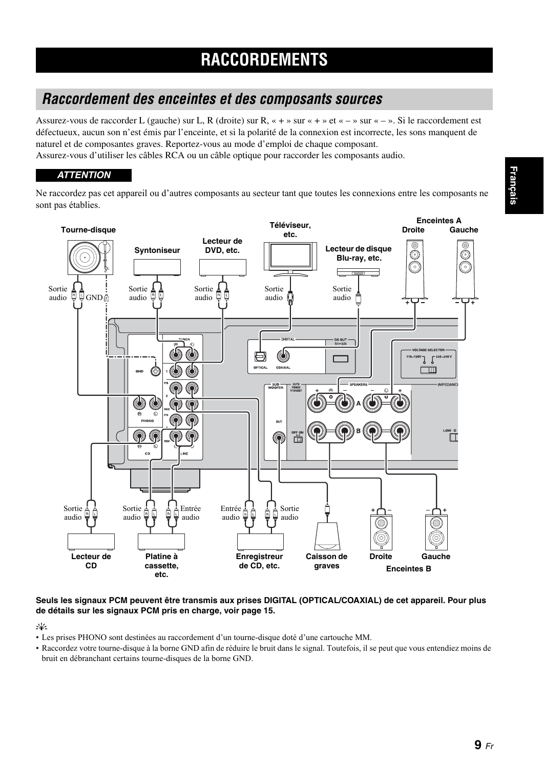# RACCORDEMENTS

## Raccordement des enceintes et des composants sources

Assurez-vous de raccorder L (gauche) sur L, R (droite) sur R, « + » sur « + » et « – » sur « – ». Si le raccordement est défectueux, aucun son n'est émis par l'enceinte, et si la polarité de la connexion est incorrecte, les sons manquent de naturel et de composantes graves. Reportez-vous au mode d'emploi de chaque composant.
Assurez-vous d'utiliser les câbles RCA ou un câble optique pour raccorder les composants audio.

**ATTENTION**

Ne raccordez pas cet appareil ou d'autres composants au secteur tant que toutes les connexions entre les composants ne sont pas établies.

**Seuls les signaux PCM peuvent être transmis aux prises DIGITAL (OPTICAL/COAXIAL) de cet appareil. Pour plus de détails sur les signaux PCM pris en charge, voir page 15.**

- Les prises PHONO sont destinées au raccordement d'un tourne-disque doté d'une cartouche MM.
- Raccordez votre tourne-disque à la borne GND afin de réduire le bruit dans le signal. Toutefois, il se peut que vous entendiez moins de bruit en débranchant certains tourne-disques de la borne GND.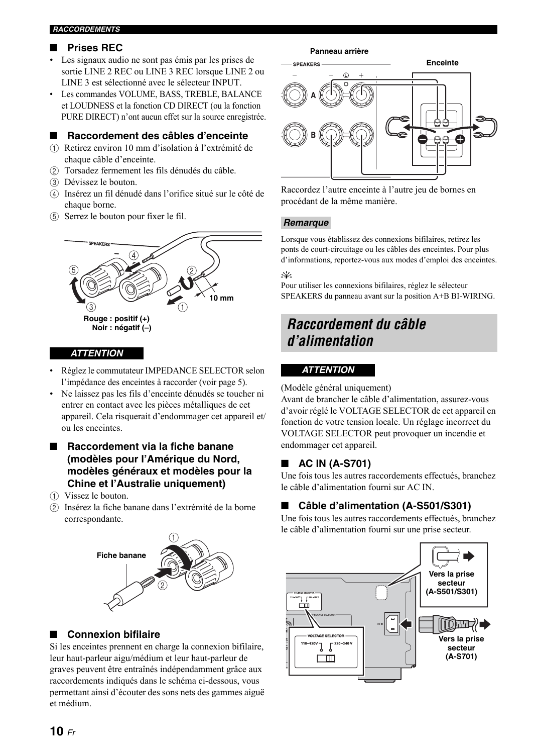## Prises REC

- Les signaux audio ne sont pas émis par les prises de sortie LINE 2 REC ou LINE 3 REC lorsque LINE 2 ou LINE 3 est sélectionné avec le sélecteur INPUT.
- Les commandes VOLUME, BASS, TREBLE, BALANCE et LOUDNESS et la fonction CD DIRECT (ou la fonction PURE DIRECT) n'ont aucun effet sur la source enregistrée.

## Raccordement des câbles d'enceinte

1. Retirez environ 10 mm d'isolation à l'extrémité de chaque câble d'enceinte.
2. Torsadez fermement les fils dénudés du câble.
3. Dévissez le bouton.
4. Insérez un fil dénudé dans l'orifice situé sur le côté de chaque borne.
5. Serrez le bouton pour fixer le fil.

SPEAKERS

10 mm

Rouge : positif (+)
Noir : négatif (–)

**ATTENTION**

- Réglez le commutateur IMPEDANCE SELECTOR selon l'impédance des enceintes à raccorder (voir page 5).
- Ne laissez pas les fils d'enceinte dénudés se toucher ni entrer en contact avec les pièces métalliques de cet appareil. Cela risquerait d'endommager cet appareil et/ou les enceintes.

## Raccordement via la fiche banane (modèles pour l'Amérique du Nord, modèles généraux et modèles pour la Chine et l'Australie uniquement)

1. Vissez le bouton.
2. Insérez la fiche banane dans l'extrémité de la borne correspondante.

Fiche banane

## Connexion bifilaire

Si les enceintes prennent en charge la connexion bifilaire, leur haut-parleur aigu/médium et leur haut-parleur de graves peuvent être entraînés indépendamment grâce aux raccordements indiqués dans le schéma ci-dessous, vous permettant ainsi d'écouter des sons nets des gammes aiguë et médium.

Panneau arrière

SPEAKERS

Enceinte

Raccordez l'autre enceinte à l'autre jeu de bornes en procédant de la même manière.

**Remarque**

Lorsque vous établissez des connexions bifilaires, retirez les ponts de court-circuitage ou les câbles des enceintes. Pour plus d'informations, reportez-vous aux modes d'emploi des enceintes.

Pour utiliser les connexions bifilaires, réglez le sélecteur SPEAKERS du panneau avant sur la position A+B BI-WIRING.

# Raccordement du câble d'alimentation

**ATTENTION**

(Modèle général uniquement)
Avant de brancher le câble d'alimentation, assurez-vous d'avoir réglé le VOLTAGE SELECTOR de cet appareil en fonction de votre tension locale. Un réglage incorrect du VOLTAGE SELECTOR peut provoquer un incendie et endommager cet appareil.

## AC IN (A-S701)

Une fois tous les autres raccordements effectués, branchez le câble d'alimentation fourni sur AC IN.

## Câble d'alimentation (A-S501/S301)

Une fois tous les autres raccordements effectués, branchez le câble d'alimentation fourni sur une prise secteur.

VOLTAGE SELECTOR
110–120V 220–240 V

Vers la prise secteur (A-S501/S301)

Vers la prise secteur (A-S701)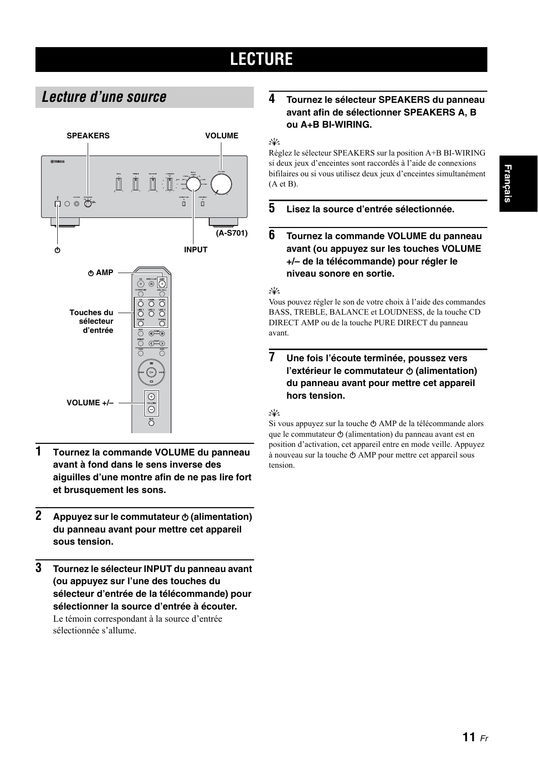# LECTURE

## *Lecture d'une source*

SPEAKERS

VOLUME

(A-S701)

⏻

INPUT

⏻ AMP

Touches du sélecteur d'entrée

VOLUME +/–

**1** **Tournez la commande VOLUME du panneau avant à fond dans le sens inverse des aiguilles d'une montre afin de ne pas lire fort et brusquement les sons.**

**2** **Appuyez sur le commutateur ⏻ (alimentation) du panneau avant pour mettre cet appareil sous tension.**

**3** **Tournez le sélecteur INPUT du panneau avant (ou appuyez sur l'une des touches du sélecteur d'entrée de la télécommande) pour sélectionner la source d'entrée à écouter.**

Le témoin correspondant à la source d'entrée sélectionnée s'allume.

**4** **Tournez le sélecteur SPEAKERS du panneau avant afin de sélectionner SPEAKERS A, B ou A+B BI-WIRING.**

Réglez le sélecteur SPEAKERS sur la position A+B BI-WIRING si deux jeux d'enceintes sont raccordés à l'aide de connexions bifilaires ou si vous utilisez deux jeux d'enceintes simultanément (A et B).

**5** **Lisez la source d'entrée sélectionnée.**

**6** **Tournez la commande VOLUME du panneau avant (ou appuyez sur les touches VOLUME +/– de la télécommande) pour régler le niveau sonore en sortie.**

Vous pouvez régler le son de votre choix à l'aide des commandes BASS, TREBLE, BALANCE et LOUDNESS, de la touche CD DIRECT AMP ou de la touche PURE DIRECT du panneau avant.

**7** **Une fois l'écoute terminée, poussez vers l'extérieur le commutateur ⏻ (alimentation) du panneau avant pour mettre cet appareil hors tension.**

Si vous appuyez sur la touche ⏻ AMP de la télécommande alors que le commutateur ⏻ (alimentation) du panneau avant est en position d'activation, cet appareil entre en mode veille. Appuyez à nouveau sur la touche ⏻ AMP pour mettre cet appareil sous tension.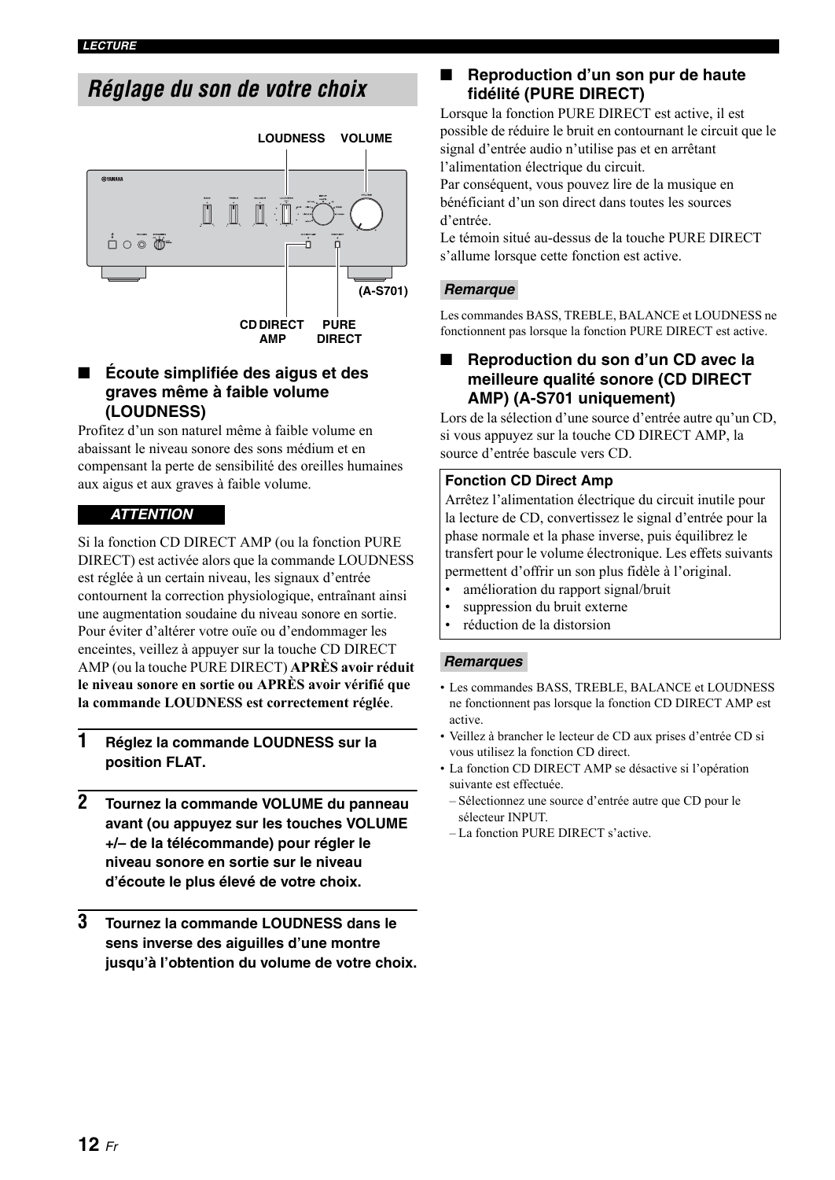# Réglage du son de votre choix

LOUDNESS VOLUME

(A-S701)

CD DIRECT AMP PURE DIRECT

## ■ Écoute simplifiée des aigus et des graves même à faible volume (LOUDNESS)

Profitez d'un son naturel même à faible volume en abaissant le niveau sonore des sons médium et en compensant la perte de sensibilité des oreilles humaines aux aigus et aux graves à faible volume.

**ATTENTION**

Si la fonction CD DIRECT AMP (ou la fonction PURE DIRECT) est activée alors que la commande LOUDNESS est réglée à un certain niveau, les signaux d'entrée contournent la correction physiologique, entraînant ainsi une augmentation soudaine du niveau sonore en sortie. Pour éviter d'altérer votre ouïe ou d'endommager les enceintes, veillez à appuyer sur la touche CD DIRECT AMP (ou la touche PURE DIRECT) **APRÈS avoir réduit le niveau sonore en sortie ou APRÈS avoir vérifié que la commande LOUDNESS est correctement réglée**.

**1** **Réglez la commande LOUDNESS sur la position FLAT.**

**2** **Tournez la commande VOLUME du panneau avant (ou appuyez sur les touches VOLUME +/– de la télécommande) pour régler le niveau sonore en sortie sur le niveau d'écoute le plus élevé de votre choix.**

**3** **Tournez la commande LOUDNESS dans le sens inverse des aiguilles d'une montre jusqu'à l'obtention du volume de votre choix.**

## ■ Reproduction d'un son pur de haute fidélité (PURE DIRECT)

Lorsque la fonction PURE DIRECT est active, il est possible de réduire le bruit en contournant le circuit que le signal d'entrée audio n'utilise pas et en arrêtant l'alimentation électrique du circuit.
Par conséquent, vous pouvez lire de la musique en bénéficiant d'un son direct dans toutes les sources d'entrée.
Le témoin situé au-dessus de la touche PURE DIRECT s'allume lorsque cette fonction est active.

*Remarque*

Les commandes BASS, TREBLE, BALANCE et LOUDNESS ne fonctionnent pas lorsque la fonction PURE DIRECT est active.

## ■ Reproduction du son d'un CD avec la meilleure qualité sonore (CD DIRECT AMP) (A-S701 uniquement)

Lors de la sélection d'une source d'entrée autre qu'un CD, si vous appuyez sur la touche CD DIRECT AMP, la source d'entrée bascule vers CD.

**Fonction CD Direct Amp**

Arrêtez l'alimentation électrique du circuit inutile pour la lecture de CD, convertissez le signal d'entrée pour la phase normale et la phase inverse, puis équilibrez le transfert pour le volume électronique. Les effets suivants permettent d'offrir un son plus fidèle à l'original.

- amélioration du rapport signal/bruit
- suppression du bruit externe
- réduction de la distorsion

*Remarques*

- Les commandes BASS, TREBLE, BALANCE et LOUDNESS ne fonctionnent pas lorsque la fonction CD DIRECT AMP est active.
- Veillez à brancher le lecteur de CD aux prises d'entrée CD si vous utilisez la fonction CD direct.
- La fonction CD DIRECT AMP se désactive si l'opération suivante est effectuée.
  – Sélectionnez une source d'entrée autre que CD pour le sélecteur INPUT.
  – La fonction PURE DIRECT s'active.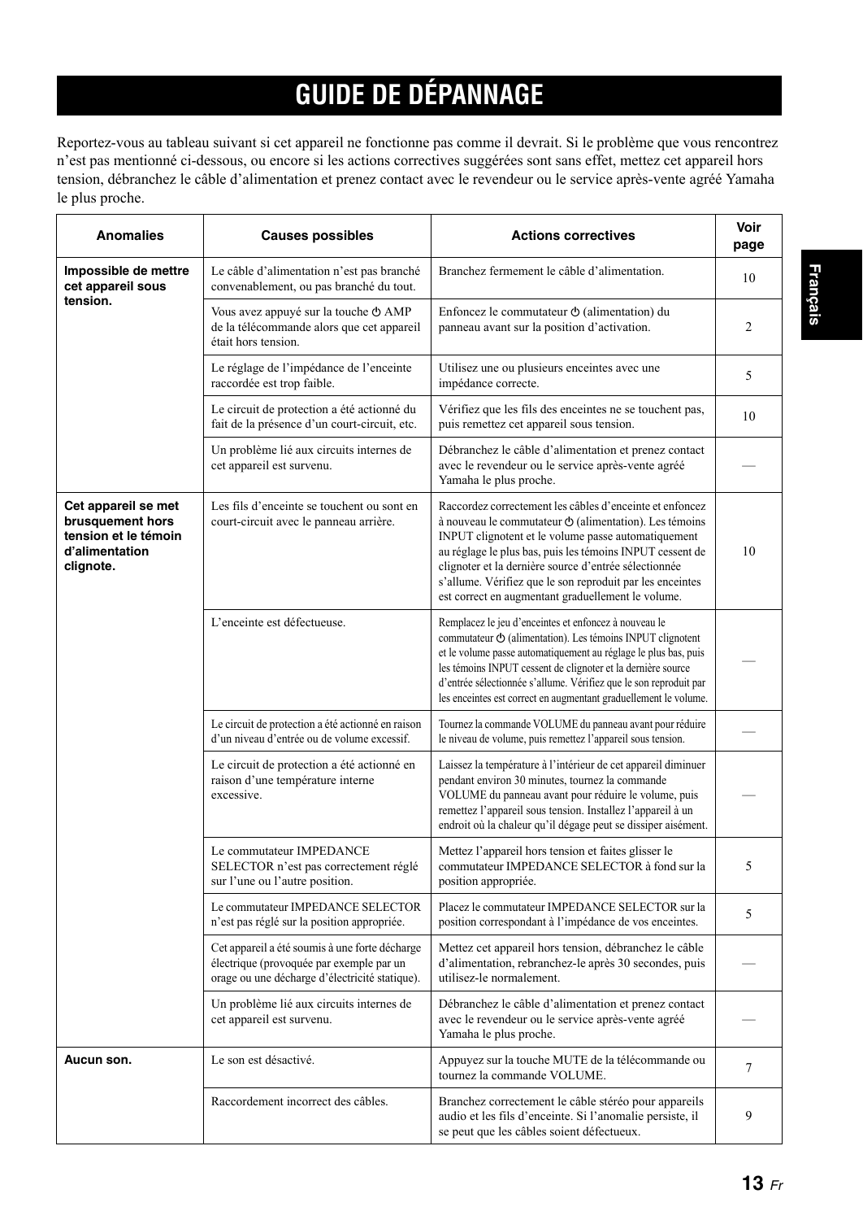# GUIDE DE DÉPANNAGE

Reportez-vous au tableau suivant si cet appareil ne fonctionne pas comme il devrait. Si le problème que vous rencontrez n'est pas mentionné ci-dessous, ou encore si les actions correctives suggérées sont sans effet, mettez cet appareil hors tension, débranchez le câble d'alimentation et prenez contact avec le revendeur ou le service après-vente agréé Yamaha le plus proche.

| Anomalies | Causes possibles | Actions correctives | Voir page |
|---|---|---|---|
| **Impossible de mettre cet appareil sous tension.** | Le câble d'alimentation n'est pas branché convenablement, ou pas branché du tout. | Branchez fermement le câble d'alimentation. | 10 |
| | Vous avez appuyé sur la touche ⏻ AMP de la télécommande alors que cet appareil était hors tension. | Enfoncez le commutateur ⏻ (alimentation) du panneau avant sur la position d'activation. | 2 |
| | Le réglage de l'impédance de l'enceinte raccordée est trop faible. | Utilisez une ou plusieurs enceintes avec une impédance correcte. | 5 |
| | Le circuit de protection a été actionné du fait de la présence d'un court-circuit, etc. | Vérifiez que les fils des enceintes ne se touchent pas, puis remettez cet appareil sous tension. | 10 |
| | Un problème lié aux circuits internes de cet appareil est survenu. | Débranchez le câble d'alimentation et prenez contact avec le revendeur ou le service après-vente agréé Yamaha le plus proche. | — |
| **Cet appareil se met brusquement hors tension et le témoin d'alimentation clignote.** | Les fils d'enceinte se touchent ou sont en court-circuit avec le panneau arrière. | Raccordez correctement les câbles d'enceinte et enfoncez à nouveau le commutateur ⏻ (alimentation). Les témoins INPUT clignotent et le volume passe automatiquement au réglage le plus bas, puis les témoins INPUT cessent de clignoter et la dernière source d'entrée sélectionnée s'allume. Vérifiez que le son reproduit par les enceintes est correct en augmentant graduellement le volume. | 10 |
| | L'enceinte est défectueuse. | Remplacez le jeu d'enceintes et enfoncez à nouveau le commutateur ⏻ (alimentation). Les témoins INPUT clignotent et le volume passe automatiquement au réglage le plus bas, puis les témoins INPUT cessent de clignoter et la dernière source d'entrée sélectionnée s'allume. Vérifiez que le son reproduit par les enceintes est correct en augmentant graduellement le volume. | — |
| | Le circuit de protection a été actionné en raison d'un niveau d'entrée ou de volume excessif. | Tournez la commande VOLUME du panneau avant pour réduire le niveau de volume, puis remettez l'appareil sous tension. | — |
| | Le circuit de protection a été actionné en raison d'une température interne excessive. | Laissez la température à l'intérieur de cet appareil diminuer pendant environ 30 minutes, tournez la commande VOLUME du panneau avant pour réduire le volume, puis remettez l'appareil sous tension. Installez l'appareil à un endroit où la chaleur qu'il dégage peut se dissiper aisément. | — |
| | Le commutateur IMPEDANCE SELECTOR n'est pas correctement réglé sur l'une ou l'autre position. | Mettez l'appareil hors tension et faites glisser le commutateur IMPEDANCE SELECTOR à fond sur la position appropriée. | 5 |
| | Le commutateur IMPEDANCE SELECTOR n'est pas réglé sur la position appropriée. | Placez le commutateur IMPEDANCE SELECTOR sur la position correspondant à l'impédance de vos enceintes. | 5 |
| | Cet appareil a été soumis à une forte décharge électrique (provoquée par exemple par un orage ou une décharge d'électricité statique). | Mettez cet appareil hors tension, débranchez le câble d'alimentation, rebranchez-le après 30 secondes, puis utilisez-le normalement. | — |
| | Un problème lié aux circuits internes de cet appareil est survenu. | Débranchez le câble d'alimentation et prenez contact avec le revendeur ou le service après-vente agréé Yamaha le plus proche. | — |
| **Aucun son.** | Le son est désactivé. | Appuyez sur la touche MUTE de la télécommande ou tournez la commande VOLUME. | 7 |
| | Raccordement incorrect des câbles. | Branchez correctement le câble stéréo pour appareils audio et les fils d'enceinte. Si l'anomalie persiste, il se peut que les câbles soient défectueux. | 9 |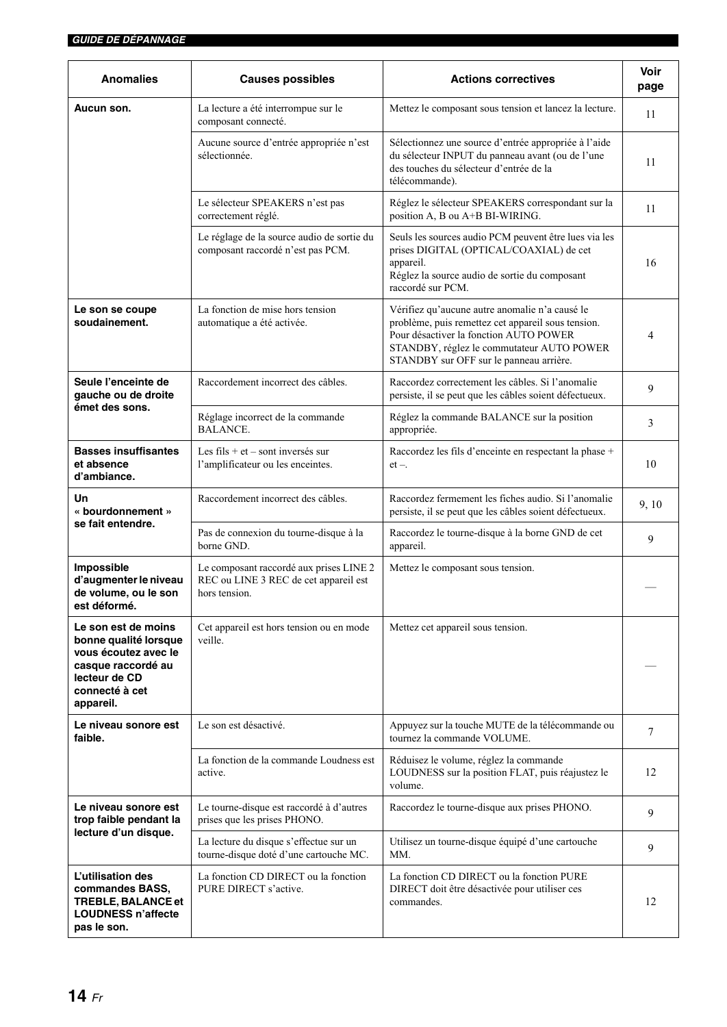| Anomalies | Causes possibles | Actions correctives | Voir page |
|---|---|---|---|
| **Aucun son.** | La lecture a été interrompue sur le composant connecté. | Mettez le composant sous tension et lancez la lecture. | 11 |
| | Aucune source d'entrée appropriée n'est sélectionnée. | Sélectionnez une source d'entrée appropriée à l'aide du sélecteur INPUT du panneau avant (ou de l'une des touches du sélecteur d'entrée de la télécommande). | 11 |
| | Le sélecteur SPEAKERS n'est pas correctement réglé. | Réglez le sélecteur SPEAKERS correspondant sur la position A, B ou A+B BI-WIRING. | 11 |
| | Le réglage de la source audio de sortie du composant raccordé n'est pas PCM. | Seuls les sources audio PCM peuvent être lues via les prises DIGITAL (OPTICAL/COAXIAL) de cet appareil. Réglez la source audio de sortie du composant raccordé sur PCM. | 16 |
| **Le son se coupe soudainement.** | La fonction de mise hors tension automatique a été activée. | Vérifiez qu'aucune autre anomalie n'a causé le problème, puis remettez cet appareil sous tension. Pour désactiver la fonction AUTO POWER STANDBY, réglez le commutateur AUTO POWER STANDBY sur OFF sur le panneau arrière. | 4 |
| **Seule l'enceinte de gauche ou de droite émet des sons.** | Raccordement incorrect des câbles. | Raccordez correctement les câbles. Si l'anomalie persiste, il se peut que les câbles soient défectueux. | 9 |
| | Réglage incorrect de la commande BALANCE. | Réglez la commande BALANCE sur la position appropriée. | 3 |
| **Basses insuffisantes et absence d'ambiance.** | Les fils + et – sont inversés sur l'amplificateur ou les enceintes. | Raccordez les fils d'enceinte en respectant la phase + et –. | 10 |
| **Un « bourdonnement » se fait entendre.** | Raccordement incorrect des câbles. | Raccordez fermement les fiches audio. Si l'anomalie persiste, il se peut que les câbles soient défectueux. | 9, 10 |
| | Pas de connexion du tourne-disque à la borne GND. | Raccordez le tourne-disque à la borne GND de cet appareil. | 9 |
| **Impossible d'augmenter le niveau de volume, ou le son est déformé.** | Le composant raccordé aux prises LINE 2 REC ou LINE 3 REC de cet appareil est hors tension. | Mettez le composant sous tension. | — |
| **Le son est de moins bonne qualité lorsque vous écoutez avec le casque raccordé au lecteur de CD connecté à cet appareil.** | Cet appareil est hors tension ou en mode veille. | Mettez cet appareil sous tension. | — |
| **Le niveau sonore est faible.** | Le son est désactivé. | Appuyez sur la touche MUTE de la télécommande ou tournez la commande VOLUME. | 7 |
| | La fonction de la commande Loudness est active. | Réduisez le volume, réglez la commande LOUDNESS sur la position FLAT, puis réajustez le volume. | 12 |
| **Le niveau sonore est trop faible pendant la lecture d'un disque.** | Le tourne-disque est raccordé à d'autres prises que les prises PHONO. | Raccordez le tourne-disque aux prises PHONO. | 9 |
| | La lecture du disque s'effectue sur un tourne-disque doté d'une cartouche MC. | Utilisez un tourne-disque équipé d'une cartouche MM. | 9 |
| **L'utilisation des commandes BASS, TREBLE, BALANCE et LOUDNESS n'affecte pas le son.** | La fonction CD DIRECT ou la fonction PURE DIRECT s'active. | La fonction CD DIRECT ou la fonction PURE DIRECT doit être désactivée pour utiliser ces commandes. | 12 |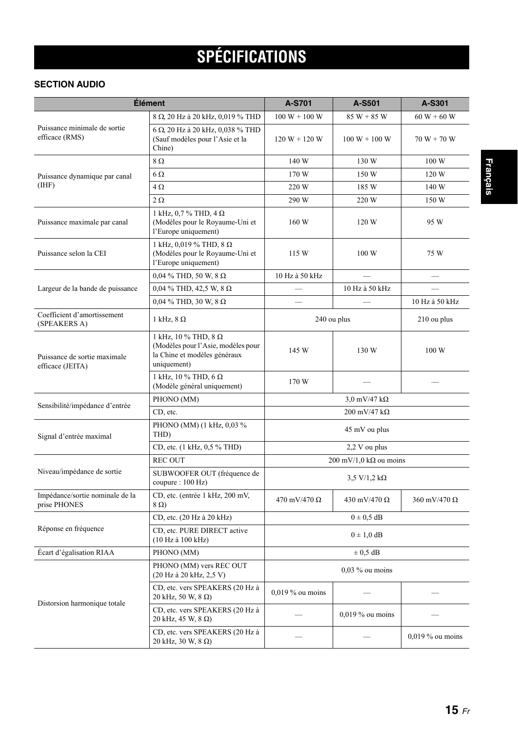# SPÉCIFICATIONS

### SECTION AUDIO

| Élément | | A-S701 | A-S501 | A-S301 |
|---|---|---|---|---|
| Puissance minimale de sortie efficace (RMS) | 8 Ω, 20 Hz à 20 kHz, 0,019 % THD | 100 W + 100 W | 85 W + 85 W | 60 W + 60 W |
| | 6 Ω, 20 Hz à 20 kHz, 0,038 % THD (Sauf modèles pour l'Asie et la Chine) | 120 W + 120 W | 100 W + 100 W | 70 W + 70 W |
| Puissance dynamique par canal (IHF) | 8 Ω | 140 W | 130 W | 100 W |
| | 6 Ω | 170 W | 150 W | 120 W |
| | 4 Ω | 220 W | 185 W | 140 W |
| | 2 Ω | 290 W | 220 W | 150 W |
| Puissance maximale par canal | 1 kHz, 0,7 % THD, 4 Ω (Modèles pour le Royaume-Uni et l'Europe uniquement) | 160 W | 120 W | 95 W |
| Puissance selon la CEI | 1 kHz, 0,019 % THD, 8 Ω (Modèles pour le Royaume-Uni et l'Europe uniquement) | 115 W | 100 W | 75 W |
| Largeur de la bande de puissance | 0,04 % THD, 50 W, 8 Ω | 10 Hz à 50 kHz | — | — |
| | 0,04 % THD, 42,5 W, 8 Ω | — | 10 Hz à 50 kHz | — |
| | 0,04 % THD, 30 W, 8 Ω | — | — | 10 Hz à 50 kHz |
| Coefficient d'amortissement (SPEAKERS A) | 1 kHz, 8 Ω | 240 ou plus | | 210 ou plus |
| Puissance de sortie maximale efficace (JEITA) | 1 kHz, 10 % THD, 8 Ω (Modèles pour l'Asie, modèles pour la Chine et modèles généraux uniquement) | 145 W | 130 W | 100 W |
| | 1 kHz, 10 % THD, 6 Ω (Modèle général uniquement) | 170 W | — | — |
| Sensibilité/impédance d'entrée | PHONO (MM) | 3,0 mV/47 kΩ | | |
| | CD, etc. | 200 mV/47 kΩ | | |
| Signal d'entrée maximal | PHONO (MM) (1 kHz, 0,03 % THD) | 45 mV ou plus | | |
| | CD, etc. (1 kHz, 0,5 % THD) | 2,2 V ou plus | | |
| Niveau/impédance de sortie | REC OUT | 200 mV/1,0 kΩ ou moins | | |
| | SUBWOOFER OUT (fréquence de coupure : 100 Hz) | 3,5 V/1,2 kΩ | | |
| Impédance/sortie nominale de la prise PHONES | CD, etc. (entrée 1 kHz, 200 mV, 8 Ω) | 470 mV/470 Ω | 430 mV/470 Ω | 360 mV/470 Ω |
| Réponse en fréquence | CD, etc. (20 Hz à 20 kHz) | 0 ± 0,5 dB | | |
| | CD, etc. PURE DIRECT active (10 Hz à 100 kHz) | 0 ± 1,0 dB | | |
| Écart d'égalisation RIAA | PHONO (MM) | ± 0,5 dB | | |
| Distorsion harmonique totale | PHONO (MM) vers REC OUT (20 Hz à 20 kHz, 2,5 V) | 0,03 % ou moins | | |
| | CD, etc. vers SPEAKERS (20 Hz à 20 kHz, 50 W, 8 Ω) | 0,019 % ou moins | — | — |
| | CD, etc. vers SPEAKERS (20 Hz à 20 kHz, 45 W, 8 Ω) | — | 0,019 % ou moins | — |
| | CD, etc. vers SPEAKERS (20 Hz à 20 kHz, 30 W, 8 Ω) | — | — | 0,019 % ou moins |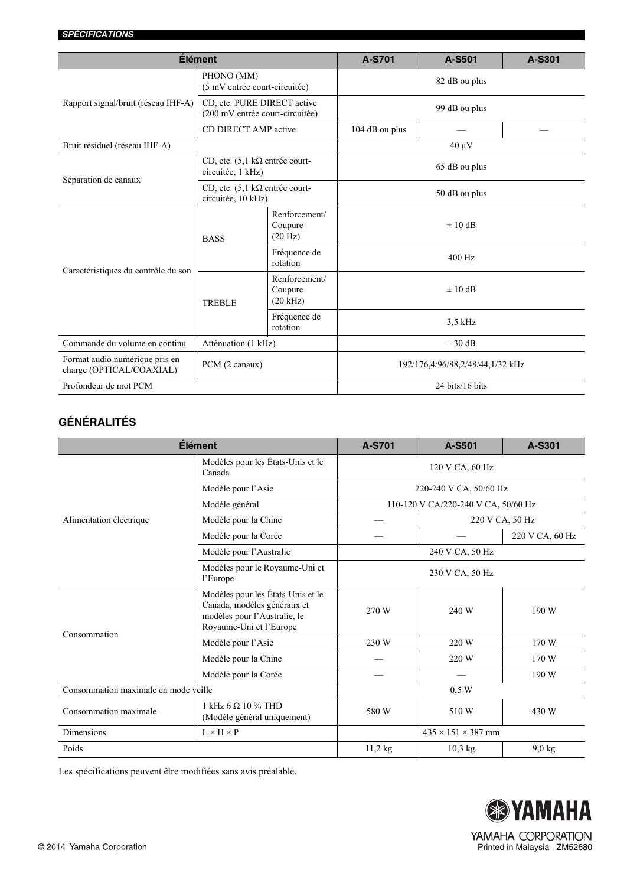| Élément | | | A-S701 | A-S501 | A-S301 |
|---|---|---|---|---|---|
| Rapport signal/bruit (réseau IHF-A) | PHONO (MM) (5 mV entrée court-circuitée) | | 82 dB ou plus | | |
| | CD, etc. PURE DIRECT active (200 mV entrée court-circuitée) | | 99 dB ou plus | | |
| | CD DIRECT AMP active | | 104 dB ou plus | — | — |
| Bruit résiduel (réseau IHF-A) | | | 40 µV | | |
| Séparation de canaux | CD, etc. (5,1 kΩ entrée court-circuitée, 1 kHz) | | 65 dB ou plus | | |
| | CD, etc. (5,1 kΩ entrée court-circuitée, 10 kHz) | | 50 dB ou plus | | |
| Caractéristiques du contrôle du son | BASS | Renforcement/ Coupure (20 Hz) | ± 10 dB | | |
| | | Fréquence de rotation | 400 Hz | | |
| | TREBLE | Renforcement/ Coupure (20 kHz) | ± 10 dB | | |
| | | Fréquence de rotation | 3,5 kHz | | |
| Commande du volume en continu | Atténuation (1 kHz) | | – 30 dB | | |
| Format audio numérique pris en charge (OPTICAL/COAXIAL) | PCM (2 canaux) | | 192/176,4/96/88,2/48/44,1/32 kHz | | |
| Profondeur de mot PCM | | | 24 bits/16 bits | | |

## GÉNÉRALITÉS

| Élément | | A-S701 | A-S501 | A-S301 |
|---|---|---|---|---|
| Alimentation électrique | Modèles pour les États-Unis et le Canada | 120 V CA, 60 Hz | | |
| | Modèle pour l'Asie | 220-240 V CA, 50/60 Hz | | |
| | Modèle général | 110-120 V CA/220-240 V CA, 50/60 Hz | | |
| | Modèle pour la Chine | — | 220 V CA, 50 Hz | |
| | Modèle pour la Corée | — | — | 220 V CA, 60 Hz |
| | Modèle pour l'Australie | 240 V CA, 50 Hz | | |
| | Modèles pour le Royaume-Uni et l'Europe | 230 V CA, 50 Hz | | |
| Consommation | Modèles pour les États-Unis et le Canada, modèles généraux et modèles pour l'Australie, le Royaume-Uni et l'Europe | 270 W | 240 W | 190 W |
| | Modèle pour l'Asie | 230 W | 220 W | 170 W |
| | Modèle pour la Chine | — | 220 W | 170 W |
| | Modèle pour la Corée | — | — | 190 W |
| Consommation maximale en mode veille | | 0,5 W | | |
| Consommation maximale | 1 kHz 6 Ω 10 % THD (Modèle général uniquement) | 580 W | 510 W | 430 W |
| Dimensions | L × H × P | 435 × 151 × 387 mm | | |
| Poids | | 11,2 kg | 10,3 kg | 9,0 kg |

Les spécifications peuvent être modifiées sans avis préalable.

YAMAHA

YAMAHA CORPORATION

© 2014 Yamaha Corporation

Printed in Malaysia ZM52680